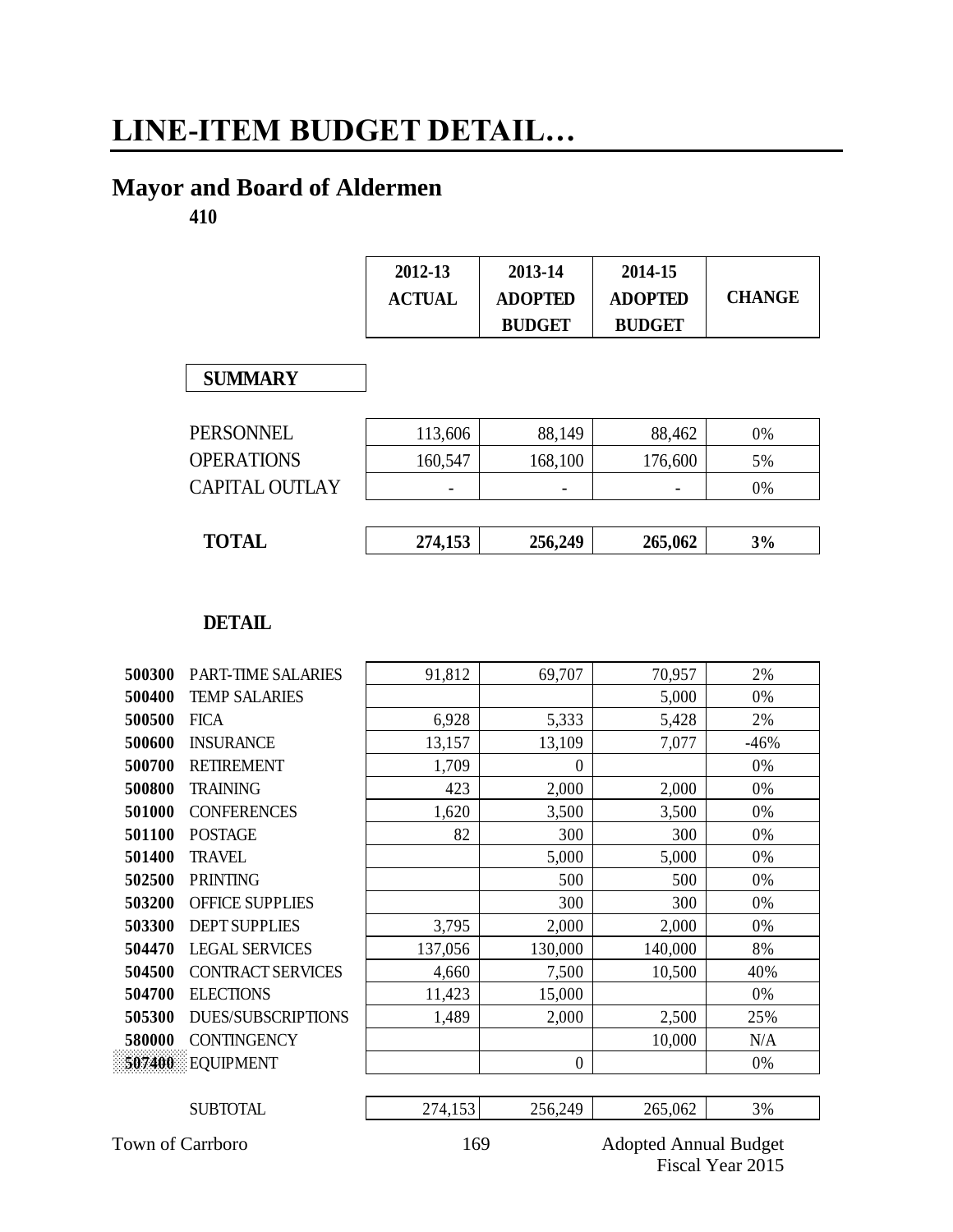# LINE-ITEM BUDGET DETAIL…

## Mayor and Board of Aldermen

**410**

### SUMMARY

| | 2012-13 ACTUAL | 2013-14 ADOPTED BUDGET | 2014-15 ADOPTED BUDGET | CHANGE |
|---|---|---|---|---|
| PERSONNEL | 113,606 | 88,149 | 88,462 | 0% |
| OPERATIONS | 160,547 | 168,100 | 176,600 | 5% |
| CAPITAL OUTLAY | - | - | - | 0% |
| **TOTAL** | **274,153** | **256,249** | **265,062** | **3%** |

### DETAIL

| | | 2012-13 ACTUAL | 2013-14 ADOPTED BUDGET | 2014-15 ADOPTED BUDGET | CHANGE |
|---|---|---|---|---|---|
| **500300** | PART-TIME SALARIES | 91,812 | 69,707 | 70,957 | 2% |
| **500400** | TEMP SALARIES | | | 5,000 | 0% |
| **500500** | FICA | 6,928 | 5,333 | 5,428 | 2% |
| **500600** | INSURANCE | 13,157 | 13,109 | 7,077 | -46% |
| **500700** | RETIREMENT | 1,709 | 0 | | 0% |
| **500800** | TRAINING | 423 | 2,000 | 2,000 | 0% |
| **501000** | CONFERENCES | 1,620 | 3,500 | 3,500 | 0% |
| **501100** | POSTAGE | 82 | 300 | 300 | 0% |
| **501400** | TRAVEL | | 5,000 | 5,000 | 0% |
| **502500** | PRINTING | | 500 | 500 | 0% |
| **503200** | OFFICE SUPPLIES | | 300 | 300 | 0% |
| **503300** | DEPT SUPPLIES | 3,795 | 2,000 | 2,000 | 0% |
| **504470** | LEGAL SERVICES | 137,056 | 130,000 | 140,000 | 8% |
| **504500** | CONTRACT SERVICES | 4,660 | 7,500 | 10,500 | 40% |
| **504700** | ELECTIONS | 11,423 | 15,000 | | 0% |
| **505300** | DUES/SUBSCRIPTIONS | 1,489 | 2,000 | 2,500 | 25% |
| **580000** | CONTINGENCY | | | 10,000 | N/A |
| **507400** | EQUIPMENT | | 0 | | 0% |
| | SUBTOTAL | 274,153 | 256,249 | 265,062 | 3% |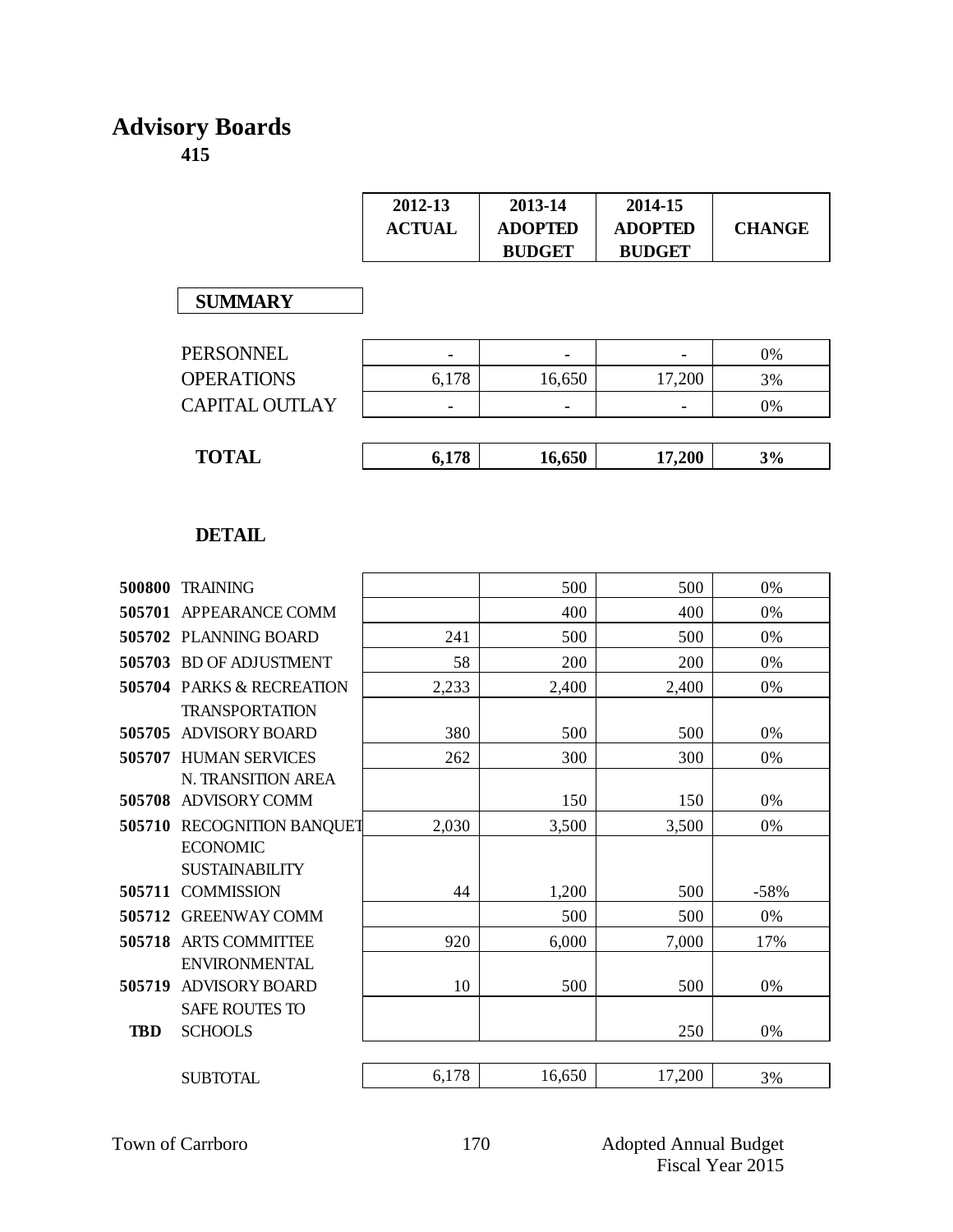# Advisory Boards

**415**

## SUMMARY

| | 2012-13 ACTUAL | 2013-14 ADOPTED BUDGET | 2014-15 ADOPTED BUDGET | CHANGE |
|---|---|---|---|---|
| PERSONNEL | - | - | - | 0% |
| OPERATIONS | 6,178 | 16,650 | 17,200 | 3% |
| CAPITAL OUTLAY | - | - | - | 0% |
| **TOTAL** | **6,178** | **16,650** | **17,200** | **3%** |

## DETAIL

| | | 2012-13 ACTUAL | 2013-14 ADOPTED BUDGET | 2014-15 ADOPTED BUDGET | CHANGE |
|---|---|---|---|---|---|
| **500800** | TRAINING | | 500 | 500 | 0% |
| **505701** | APPEARANCE COMM | | 400 | 400 | 0% |
| **505702** | PLANNING BOARD | 241 | 500 | 500 | 0% |
| **505703** | BD OF ADJUSTMENT | 58 | 200 | 200 | 0% |
| **505704** | PARKS & RECREATION | 2,233 | 2,400 | 2,400 | 0% |
| **505705** | TRANSPORTATION ADVISORY BOARD | 380 | 500 | 500 | 0% |
| **505707** | HUMAN SERVICES | 262 | 300 | 300 | 0% |
| **505708** | N. TRANSITION AREA ADVISORY COMM | | 150 | 150 | 0% |
| **505710** | RECOGNITION BANQUET | 2,030 | 3,500 | 3,500 | 0% |
| **505711** | ECONOMIC SUSTAINABILITY COMMISSION | 44 | 1,200 | 500 | -58% |
| **505712** | GREENWAY COMM | | 500 | 500 | 0% |
| **505718** | ARTS COMMITTEE | 920 | 6,000 | 7,000 | 17% |
| **505719** | ENVIRONMENTAL ADVISORY BOARD | 10 | 500 | 500 | 0% |
| **TBD** | SAFE ROUTES TO SCHOOLS | | | 250 | 0% |
| | SUBTOTAL | 6,178 | 16,650 | 17,200 | 3% |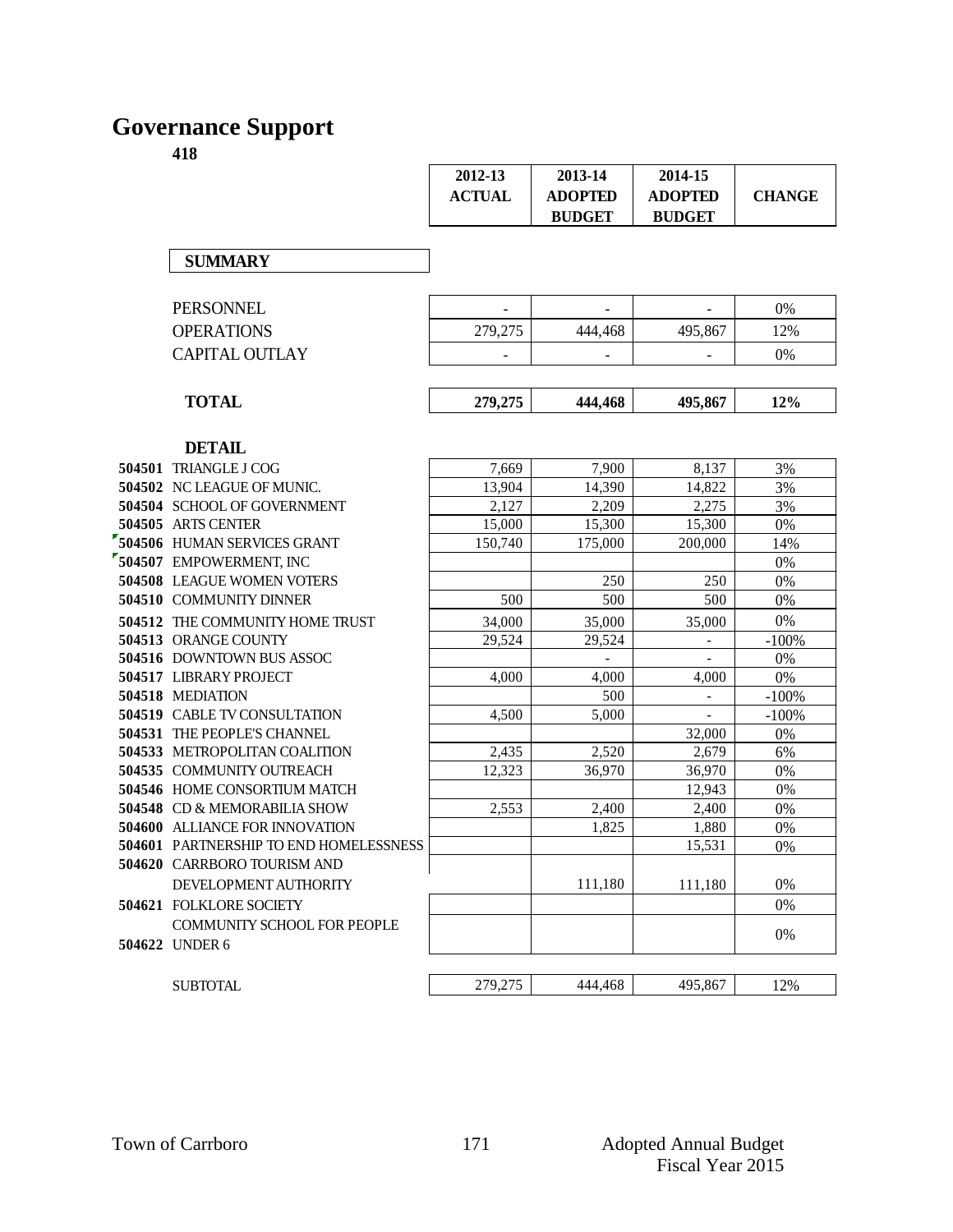# Governance Support

**418**

| | 2012-13 ACTUAL | 2013-14 ADOPTED BUDGET | 2014-15 ADOPTED BUDGET | CHANGE |
|---|---|---|---|---|
| **SUMMARY** | | | | |
| PERSONNEL | - | - | - | 0% |
| OPERATIONS | 279,275 | 444,468 | 495,867 | 12% |
| CAPITAL OUTLAY | - | - | - | 0% |
| **TOTAL** | **279,275** | **444,468** | **495,867** | **12%** |
| **DETAIL** | | | | |
| **504501** TRIANGLE J COG | 7,669 | 7,900 | 8,137 | 3% |
| **504502** NC LEAGUE OF MUNIC. | 13,904 | 14,390 | 14,822 | 3% |
| **504504** SCHOOL OF GOVERNMENT | 2,127 | 2,209 | 2,275 | 3% |
| **504505** ARTS CENTER | 15,000 | 15,300 | 15,300 | 0% |
| **504506** HUMAN SERVICES GRANT | 150,740 | 175,000 | 200,000 | 14% |
| **504507** EMPOWERMENT, INC | | | | 0% |
| **504508** LEAGUE WOMEN VOTERS | | 250 | 250 | 0% |
| **504510** COMMUNITY DINNER | 500 | 500 | 500 | 0% |
| **504512** THE COMMUNITY HOME TRUST | 34,000 | 35,000 | 35,000 | 0% |
| **504513** ORANGE COUNTY | 29,524 | 29,524 | - | -100% |
| **504516** DOWNTOWN BUS ASSOC | | - | - | 0% |
| **504517** LIBRARY PROJECT | 4,000 | 4,000 | 4,000 | 0% |
| **504518** MEDIATION | | 500 | - | -100% |
| **504519** CABLE TV CONSULTATION | 4,500 | 5,000 | - | -100% |
| **504531** THE PEOPLE'S CHANNEL | | | 32,000 | 0% |
| **504533** METROPOLITAN COALITION | 2,435 | 2,520 | 2,679 | 6% |
| **504535** COMMUNITY OUTREACH | 12,323 | 36,970 | 36,970 | 0% |
| **504546** HOME CONSORTIUM MATCH | | | 12,943 | 0% |
| **504548** CD & MEMORABILIA SHOW | 2,553 | 2,400 | 2,400 | 0% |
| **504600** ALLIANCE FOR INNOVATION | | 1,825 | 1,880 | 0% |
| **504601** PARTNERSHIP TO END HOMELESSNESS | | | 15,531 | 0% |
| **504620** CARRBORO TOURISM AND DEVELOPMENT AUTHORITY | | 111,180 | 111,180 | 0% |
| **504621** FOLKLORE SOCIETY | | | | 0% |
| **504622** COMMUNITY SCHOOL FOR PEOPLE UNDER 6 | | | | 0% |
| SUBTOTAL | 279,275 | 444,468 | 495,867 | 12% |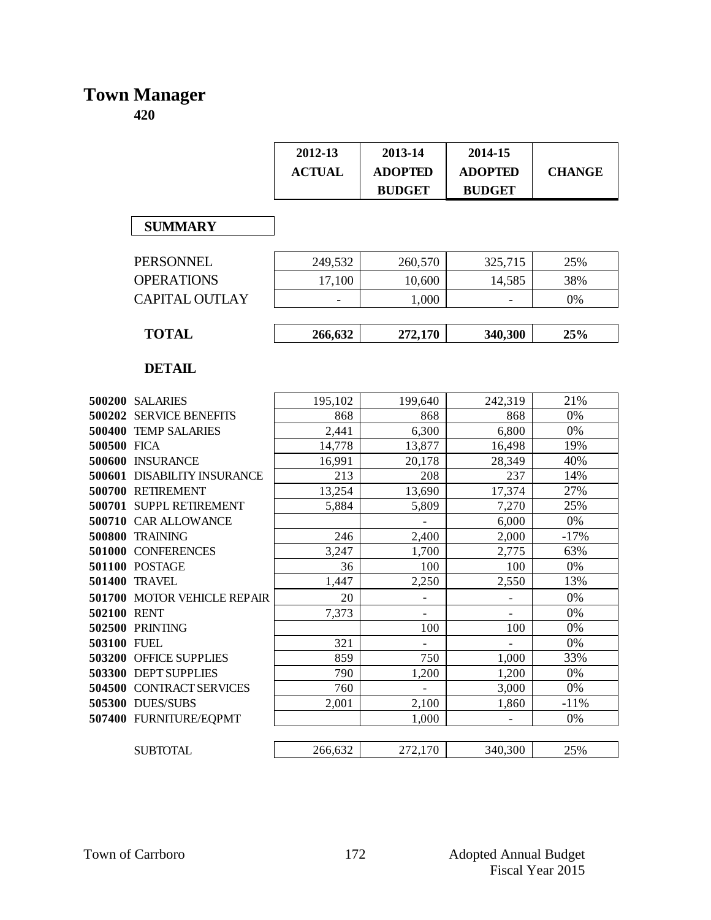# Town Manager

**420**

| | 2012-13 ACTUAL | 2013-14 ADOPTED BUDGET | 2014-15 ADOPTED BUDGET | CHANGE |
|---|---|---|---|---|
| **SUMMARY** | | | | |
| PERSONNEL | 249,532 | 260,570 | 325,715 | 25% |
| OPERATIONS | 17,100 | 10,600 | 14,585 | 38% |
| CAPITAL OUTLAY | - | 1,000 | - | 0% |
| **TOTAL** | **266,632** | **272,170** | **340,300** | **25%** |

**DETAIL**

| | | 2012-13 ACTUAL | 2013-14 ADOPTED BUDGET | 2014-15 ADOPTED BUDGET | CHANGE |
|---|---|---|---|---|---|
| **500200** | SALARIES | 195,102 | 199,640 | 242,319 | 21% |
| **500202** | SERVICE BENEFITS | 868 | 868 | 868 | 0% |
| **500400** | TEMP SALARIES | 2,441 | 6,300 | 6,800 | 0% |
| **500500** | FICA | 14,778 | 13,877 | 16,498 | 19% |
| **500600** | INSURANCE | 16,991 | 20,178 | 28,349 | 40% |
| **500601** | DISABILITY INSURANCE | 213 | 208 | 237 | 14% |
| **500700** | RETIREMENT | 13,254 | 13,690 | 17,374 | 27% |
| **500701** | SUPPL RETIREMENT | 5,884 | 5,809 | 7,270 | 25% |
| **500710** | CAR ALLOWANCE | | - | 6,000 | 0% |
| **500800** | TRAINING | 246 | 2,400 | 2,000 | -17% |
| **501000** | CONFERENCES | 3,247 | 1,700 | 2,775 | 63% |
| **501100** | POSTAGE | 36 | 100 | 100 | 0% |
| **501400** | TRAVEL | 1,447 | 2,250 | 2,550 | 13% |
| **501700** | MOTOR VEHICLE REPAIR | 20 | - | - | 0% |
| **502100** | RENT | 7,373 | - | - | 0% |
| **502500** | PRINTING | | 100 | 100 | 0% |
| **503100** | FUEL | 321 | - | - | 0% |
| **503200** | OFFICE SUPPLIES | 859 | 750 | 1,000 | 33% |
| **503300** | DEPT SUPPLIES | 790 | 1,200 | 1,200 | 0% |
| **504500** | CONTRACT SERVICES | 760 | - | 3,000 | 0% |
| **505300** | DUES/SUBS | 2,001 | 2,100 | 1,860 | -11% |
| **507400** | FURNITURE/EQPMT | | 1,000 | - | 0% |
| | SUBTOTAL | 266,632 | 272,170 | 340,300 | 25% |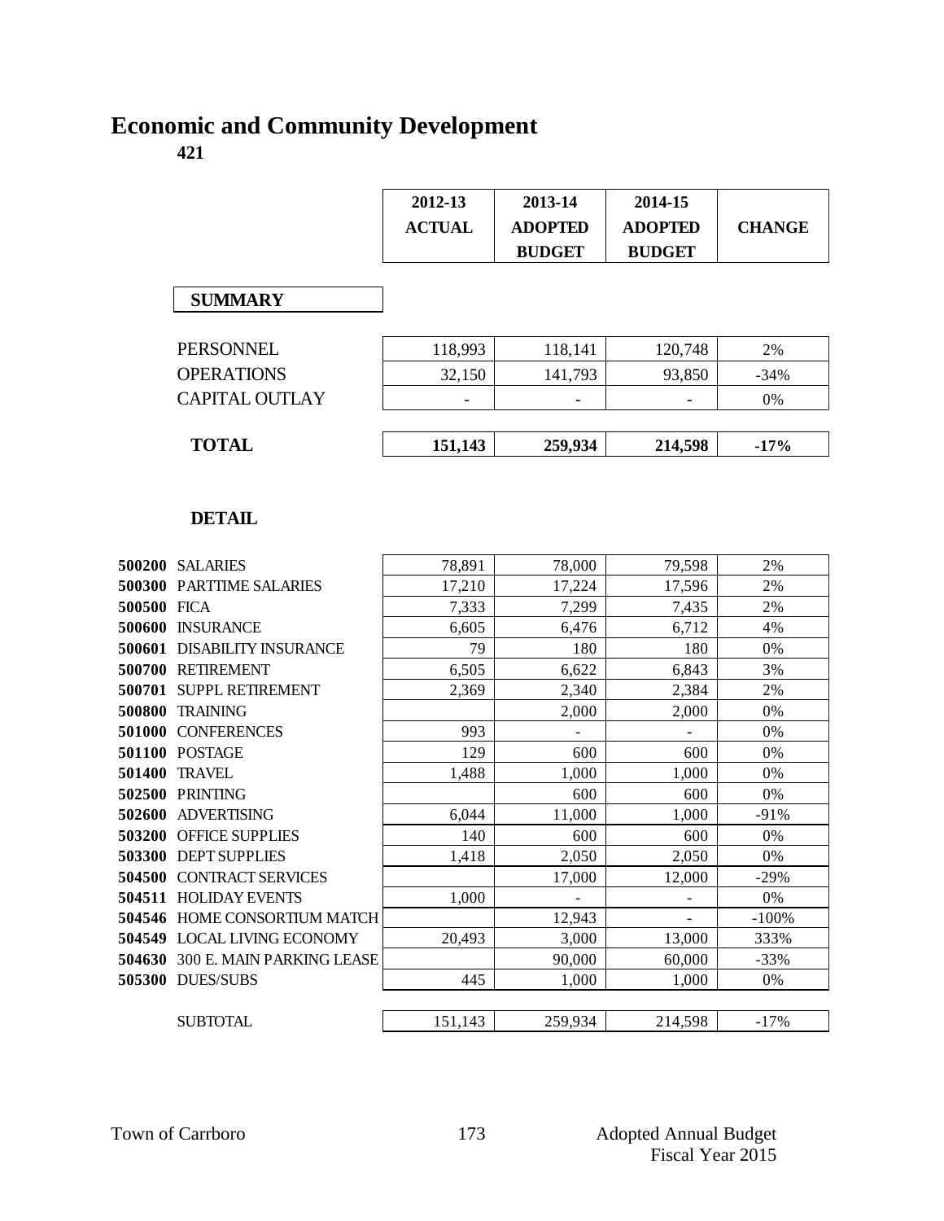# Economic and Community Development

**421**

| | 2012-13 ACTUAL | 2013-14 ADOPTED BUDGET | 2014-15 ADOPTED BUDGET | CHANGE |
|---|---|---|---|---|
| **SUMMARY** | | | | |
| PERSONNEL | 118,993 | 118,141 | 120,748 | 2% |
| OPERATIONS | 32,150 | 141,793 | 93,850 | -34% |
| CAPITAL OUTLAY | - | - | - | 0% |
| **TOTAL** | **151,143** | **259,934** | **214,598** | **-17%** |

**DETAIL**

| | | 2012-13 ACTUAL | 2013-14 ADOPTED BUDGET | 2014-15 ADOPTED BUDGET | CHANGE |
|---|---|---|---|---|---|
| **500200** | SALARIES | 78,891 | 78,000 | 79,598 | 2% |
| **500300** | PARTTIME SALARIES | 17,210 | 17,224 | 17,596 | 2% |
| **500500** | FICA | 7,333 | 7,299 | 7,435 | 2% |
| **500600** | INSURANCE | 6,605 | 6,476 | 6,712 | 4% |
| **500601** | DISABILITY INSURANCE | 79 | 180 | 180 | 0% |
| **500700** | RETIREMENT | 6,505 | 6,622 | 6,843 | 3% |
| **500701** | SUPPL RETIREMENT | 2,369 | 2,340 | 2,384 | 2% |
| **500800** | TRAINING | | 2,000 | 2,000 | 0% |
| **501000** | CONFERENCES | 993 | - | - | 0% |
| **501100** | POSTAGE | 129 | 600 | 600 | 0% |
| **501400** | TRAVEL | 1,488 | 1,000 | 1,000 | 0% |
| **502500** | PRINTING | | 600 | 600 | 0% |
| **502600** | ADVERTISING | 6,044 | 11,000 | 1,000 | -91% |
| **503200** | OFFICE SUPPLIES | 140 | 600 | 600 | 0% |
| **503300** | DEPT SUPPLIES | 1,418 | 2,050 | 2,050 | 0% |
| **504500** | CONTRACT SERVICES | | 17,000 | 12,000 | -29% |
| **504511** | HOLIDAY EVENTS | 1,000 | - | - | 0% |
| **504546** | HOME CONSORTIUM MATCH | | 12,943 | - | -100% |
| **504549** | LOCAL LIVING ECONOMY | 20,493 | 3,000 | 13,000 | 333% |
| **504630** | 300 E. MAIN PARKING LEASE | | 90,000 | 60,000 | -33% |
| **505300** | DUES/SUBS | 445 | 1,000 | 1,000 | 0% |
| | SUBTOTAL | 151,143 | 259,934 | 214,598 | -17% |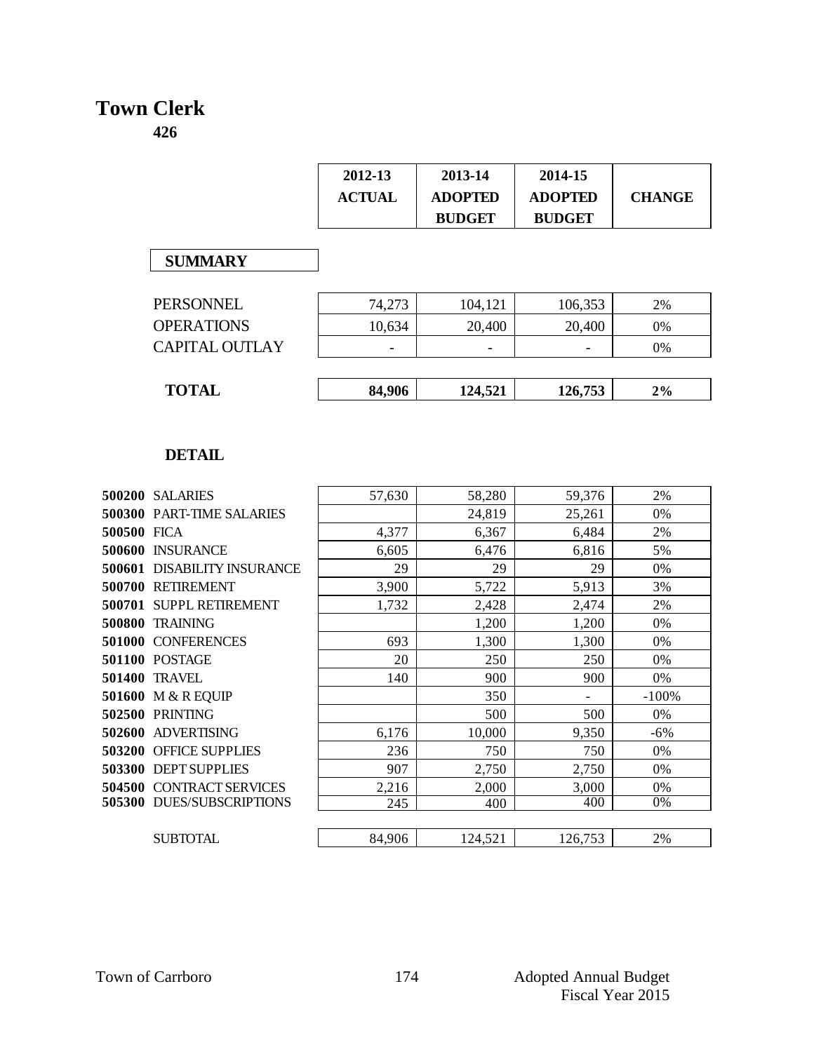# Town Clerk

**426**

| | 2012-13 ACTUAL | 2013-14 ADOPTED BUDGET | 2014-15 ADOPTED BUDGET | CHANGE |
|---|---|---|---|---|
| **SUMMARY** | | | | |
| PERSONNEL | 74,273 | 104,121 | 106,353 | 2% |
| OPERATIONS | 10,634 | 20,400 | 20,400 | 0% |
| CAPITAL OUTLAY | - | - | - | 0% |
| **TOTAL** | **84,906** | **124,521** | **126,753** | **2%** |

**DETAIL**

| | | 2012-13 ACTUAL | 2013-14 ADOPTED BUDGET | 2014-15 ADOPTED BUDGET | CHANGE |
|---|---|---|---|---|---|
| **500200** | SALARIES | 57,630 | 58,280 | 59,376 | 2% |
| **500300** | PART-TIME SALARIES | | 24,819 | 25,261 | 0% |
| **500500** | FICA | 4,377 | 6,367 | 6,484 | 2% |
| **500600** | INSURANCE | 6,605 | 6,476 | 6,816 | 5% |
| **500601** | DISABILITY INSURANCE | 29 | 29 | 29 | 0% |
| **500700** | RETIREMENT | 3,900 | 5,722 | 5,913 | 3% |
| **500701** | SUPPL RETIREMENT | 1,732 | 2,428 | 2,474 | 2% |
| **500800** | TRAINING | | 1,200 | 1,200 | 0% |
| **501000** | CONFERENCES | 693 | 1,300 | 1,300 | 0% |
| **501100** | POSTAGE | 20 | 250 | 250 | 0% |
| **501400** | TRAVEL | 140 | 900 | 900 | 0% |
| **501600** | M & R EQUIP | | 350 | - | -100% |
| **502500** | PRINTING | | 500 | 500 | 0% |
| **502600** | ADVERTISING | 6,176 | 10,000 | 9,350 | -6% |
| **503200** | OFFICE SUPPLIES | 236 | 750 | 750 | 0% |
| **503300** | DEPT SUPPLIES | 907 | 2,750 | 2,750 | 0% |
| **504500** | CONTRACT SERVICES | 2,216 | 2,000 | 3,000 | 0% |
| **505300** | DUES/SUBSCRIPTIONS | 245 | 400 | 400 | 0% |
| | SUBTOTAL | 84,906 | 124,521 | 126,753 | 2% |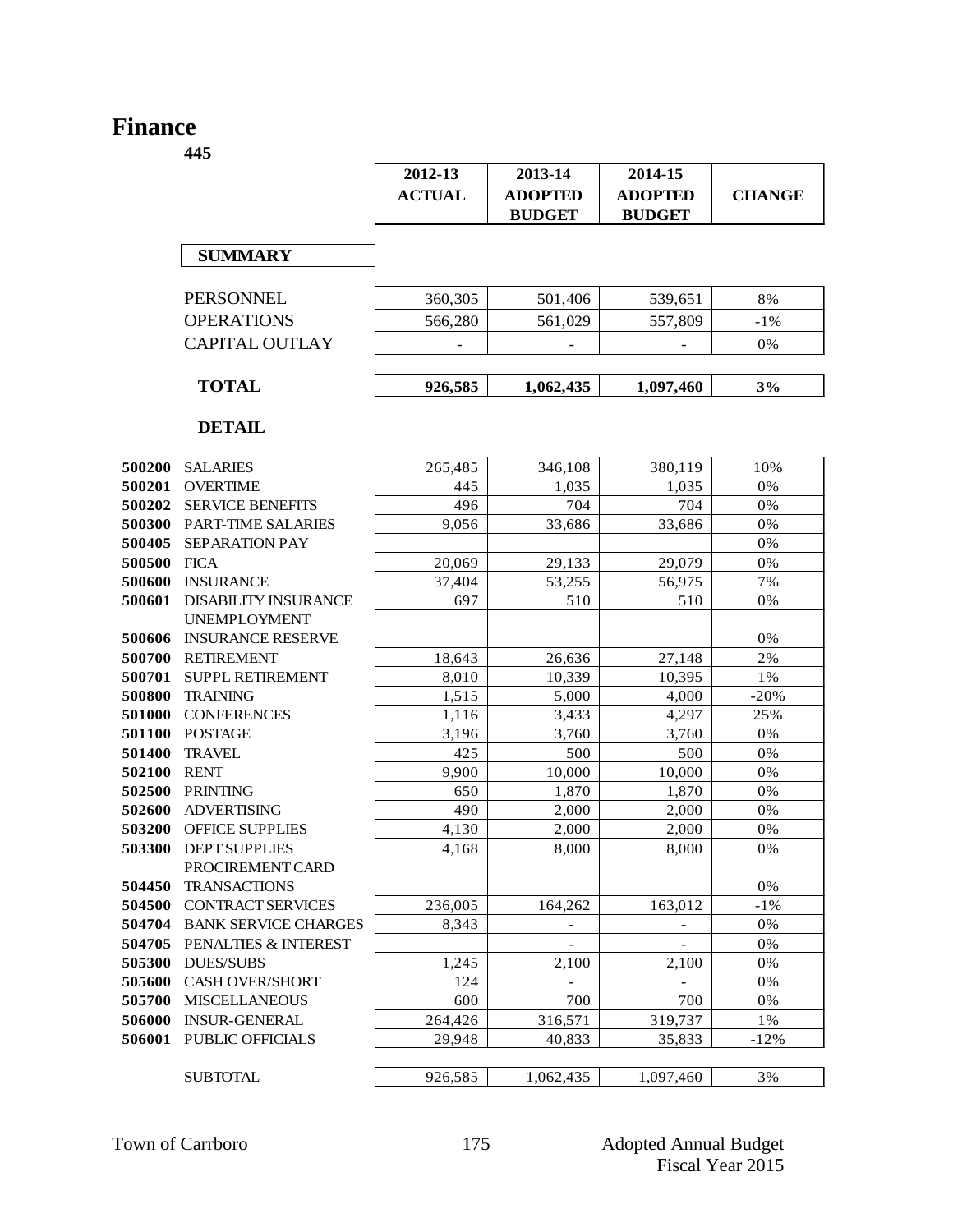# Finance

**445**

| | 2012-13 ACTUAL | 2013-14 ADOPTED BUDGET | 2014-15 ADOPTED BUDGET | CHANGE |
|---|---|---|---|---|
| **SUMMARY** | | | | |
| PERSONNEL | 360,305 | 501,406 | 539,651 | 8% |
| OPERATIONS | 566,280 | 561,029 | 557,809 | -1% |
| CAPITAL OUTLAY | - | - | - | 0% |
| **TOTAL** | **926,585** | **1,062,435** | **1,097,460** | **3%** |

**DETAIL**

| | | 2012-13 ACTUAL | 2013-14 ADOPTED BUDGET | 2014-15 ADOPTED BUDGET | CHANGE |
|---|---|---|---|---|---|
| **500200** | SALARIES | 265,485 | 346,108 | 380,119 | 10% |
| **500201** | OVERTIME | 445 | 1,035 | 1,035 | 0% |
| **500202** | SERVICE BENEFITS | 496 | 704 | 704 | 0% |
| **500300** | PART-TIME SALARIES | 9,056 | 33,686 | 33,686 | 0% |
| **500405** | SEPARATION PAY | | | | 0% |
| **500500** | FICA | 20,069 | 29,133 | 29,079 | 0% |
| **500600** | INSURANCE | 37,404 | 53,255 | 56,975 | 7% |
| **500601** | DISABILITY INSURANCE | 697 | 510 | 510 | 0% |
| **500606** | UNEMPLOYMENT INSURANCE RESERVE | | | | 0% |
| **500700** | RETIREMENT | 18,643 | 26,636 | 27,148 | 2% |
| **500701** | SUPPL RETIREMENT | 8,010 | 10,339 | 10,395 | 1% |
| **500800** | TRAINING | 1,515 | 5,000 | 4,000 | -20% |
| **501000** | CONFERENCES | 1,116 | 3,433 | 4,297 | 25% |
| **501100** | POSTAGE | 3,196 | 3,760 | 3,760 | 0% |
| **501400** | TRAVEL | 425 | 500 | 500 | 0% |
| **502100** | RENT | 9,900 | 10,000 | 10,000 | 0% |
| **502500** | PRINTING | 650 | 1,870 | 1,870 | 0% |
| **502600** | ADVERTISING | 490 | 2,000 | 2,000 | 0% |
| **503200** | OFFICE SUPPLIES | 4,130 | 2,000 | 2,000 | 0% |
| **503300** | DEPT SUPPLIES | 4,168 | 8,000 | 8,000 | 0% |
| **504450** | PROCIREMENT CARD TRANSACTIONS | | | | 0% |
| **504500** | CONTRACT SERVICES | 236,005 | 164,262 | 163,012 | -1% |
| **504704** | BANK SERVICE CHARGES | 8,343 | - | - | 0% |
| **504705** | PENALTIES & INTEREST | | - | - | 0% |
| **505300** | DUES/SUBS | 1,245 | 2,100 | 2,100 | 0% |
| **505600** | CASH OVER/SHORT | 124 | - | - | 0% |
| **505700** | MISCELLANEOUS | 600 | 700 | 700 | 0% |
| **506000** | INSUR-GENERAL | 264,426 | 316,571 | 319,737 | 1% |
| **506001** | PUBLIC OFFICIALS | 29,948 | 40,833 | 35,833 | -12% |
| | SUBTOTAL | 926,585 | 1,062,435 | 1,097,460 | 3% |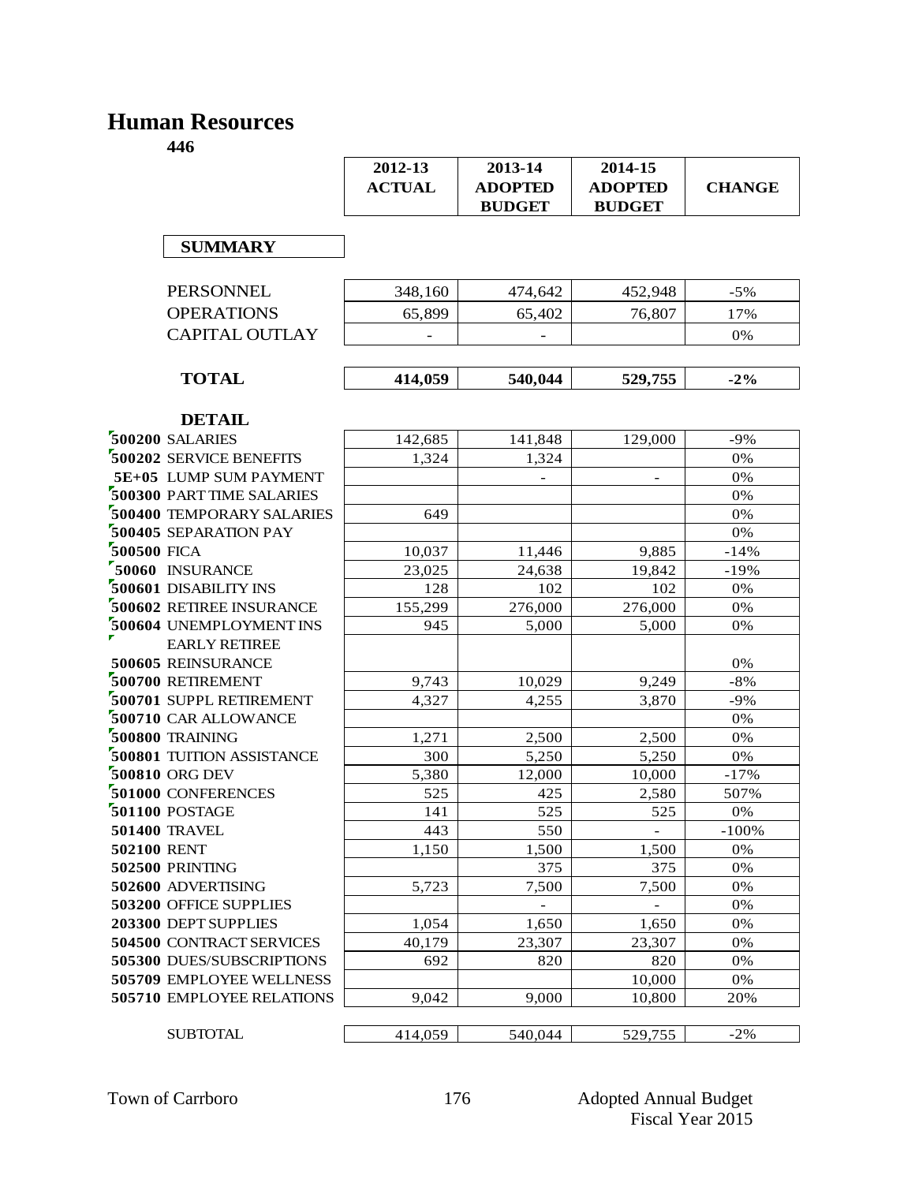# Human Resources

**446**

| | 2012-13 ACTUAL | 2013-14 ADOPTED BUDGET | 2014-15 ADOPTED BUDGET | CHANGE |
|---|---|---|---|---|
| **SUMMARY** | | | | |
| PERSONNEL | 348,160 | 474,642 | 452,948 | -5% |
| OPERATIONS | 65,899 | 65,402 | 76,807 | 17% |
| CAPITAL OUTLAY | - | - | | 0% |
| **TOTAL** | **414,059** | **540,044** | **529,755** | **-2%** |
| **DETAIL** | | | | |
| **500200** SALARIES | 142,685 | 141,848 | 129,000 | -9% |
| **500202** SERVICE BENEFITS | 1,324 | 1,324 | | 0% |
| **5E+05** LUMP SUM PAYMENT | | - | - | 0% |
| **500300** PART TIME SALARIES | | | | 0% |
| **500400** TEMPORARY SALARIES | 649 | | | 0% |
| **500405** SEPARATION PAY | | | | 0% |
| **500500** FICA | 10,037 | 11,446 | 9,885 | -14% |
| **50060** INSURANCE | 23,025 | 24,638 | 19,842 | -19% |
| **500601** DISABILITY INS | 128 | 102 | 102 | 0% |
| **500602** RETIREE INSURANCE | 155,299 | 276,000 | 276,000 | 0% |
| **500604** UNEMPLOYMENT INS | 945 | 5,000 | 5,000 | 0% |
| **500605** EARLY RETIREE REINSURANCE | | | | 0% |
| **500700** RETIREMENT | 9,743 | 10,029 | 9,249 | -8% |
| **500701** SUPPL RETIREMENT | 4,327 | 4,255 | 3,870 | -9% |
| **500710** CAR ALLOWANCE | | | | 0% |
| **500800** TRAINING | 1,271 | 2,500 | 2,500 | 0% |
| **500801** TUITION ASSISTANCE | 300 | 5,250 | 5,250 | 0% |
| **500810** ORG DEV | 5,380 | 12,000 | 10,000 | -17% |
| **501000** CONFERENCES | 525 | 425 | 2,580 | 507% |
| **501100** POSTAGE | 141 | 525 | 525 | 0% |
| **501400** TRAVEL | 443 | 550 | - | -100% |
| **502100** RENT | 1,150 | 1,500 | 1,500 | 0% |
| **502500** PRINTING | | 375 | 375 | 0% |
| **502600** ADVERTISING | 5,723 | 7,500 | 7,500 | 0% |
| **503200** OFFICE SUPPLIES | | - | - | 0% |
| **203300** DEPT SUPPLIES | 1,054 | 1,650 | 1,650 | 0% |
| **504500** CONTRACT SERVICES | 40,179 | 23,307 | 23,307 | 0% |
| **505300** DUES/SUBSCRIPTIONS | 692 | 820 | 820 | 0% |
| **505709** EMPLOYEE WELLNESS | | | 10,000 | 0% |
| **505710** EMPLOYEE RELATIONS | 9,042 | 9,000 | 10,800 | 20% |
| SUBTOTAL | 414,059 | 540,044 | 529,755 | -2% |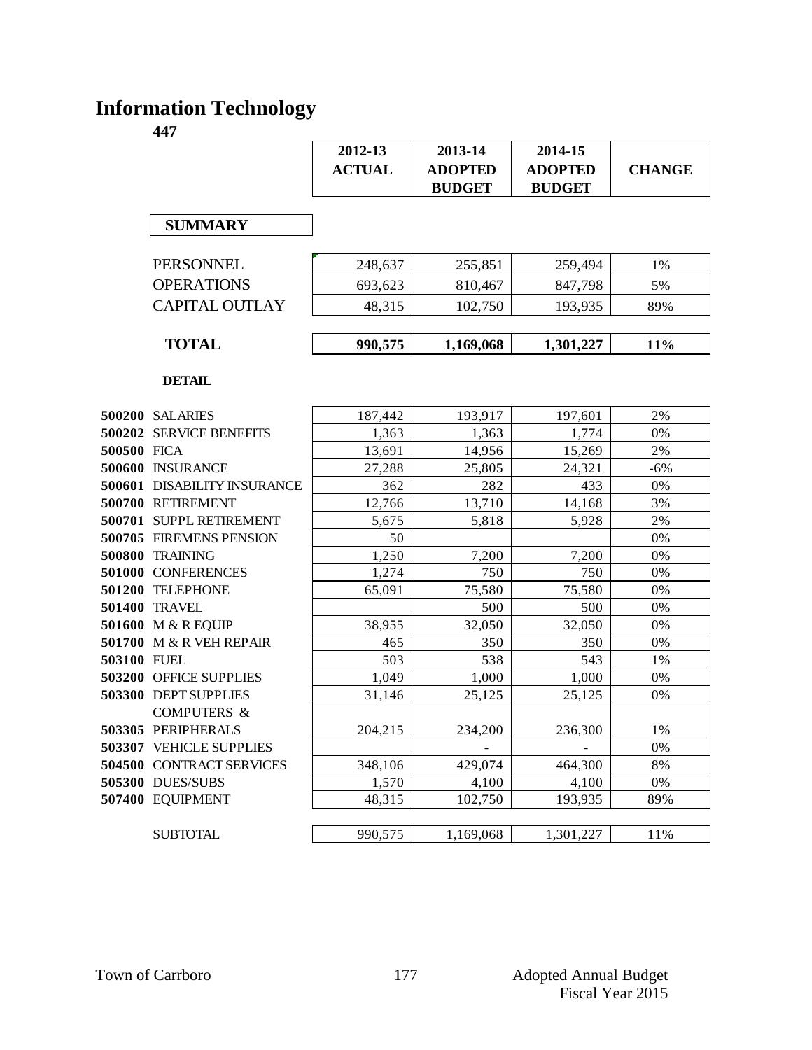# Information Technology

**447**

| | 2012-13 ACTUAL | 2013-14 ADOPTED BUDGET | 2014-15 ADOPTED BUDGET | CHANGE |
|---|---|---|---|---|
| **SUMMARY** | | | | |
| PERSONNEL | 248,637 | 255,851 | 259,494 | 1% |
| OPERATIONS | 693,623 | 810,467 | 847,798 | 5% |
| CAPITAL OUTLAY | 48,315 | 102,750 | 193,935 | 89% |
| **TOTAL** | **990,575** | **1,169,068** | **1,301,227** | **11%** |

**DETAIL**

| | | 2012-13 ACTUAL | 2013-14 ADOPTED BUDGET | 2014-15 ADOPTED BUDGET | CHANGE |
|---|---|---|---|---|---|
| **500200** | SALARIES | 187,442 | 193,917 | 197,601 | 2% |
| **500202** | SERVICE BENEFITS | 1,363 | 1,363 | 1,774 | 0% |
| **500500** | FICA | 13,691 | 14,956 | 15,269 | 2% |
| **500600** | INSURANCE | 27,288 | 25,805 | 24,321 | -6% |
| **500601** | DISABILITY INSURANCE | 362 | 282 | 433 | 0% |
| **500700** | RETIREMENT | 12,766 | 13,710 | 14,168 | 3% |
| **500701** | SUPPL RETIREMENT | 5,675 | 5,818 | 5,928 | 2% |
| **500705** | FIREMENS PENSION | 50 | | | 0% |
| **500800** | TRAINING | 1,250 | 7,200 | 7,200 | 0% |
| **501000** | CONFERENCES | 1,274 | 750 | 750 | 0% |
| **501200** | TELEPHONE | 65,091 | 75,580 | 75,580 | 0% |
| **501400** | TRAVEL | | 500 | 500 | 0% |
| **501600** | M & R EQUIP | 38,955 | 32,050 | 32,050 | 0% |
| **501700** | M & R VEH REPAIR | 465 | 350 | 350 | 0% |
| **503100** | FUEL | 503 | 538 | 543 | 1% |
| **503200** | OFFICE SUPPLIES | 1,049 | 1,000 | 1,000 | 0% |
| **503300** | DEPT SUPPLIES | 31,146 | 25,125 | 25,125 | 0% |
| **503305** | COMPUTERS & PERIPHERALS | 204,215 | 234,200 | 236,300 | 1% |
| **503307** | VEHICLE SUPPLIES | | - | - | 0% |
| **504500** | CONTRACT SERVICES | 348,106 | 429,074 | 464,300 | 8% |
| **505300** | DUES/SUBS | 1,570 | 4,100 | 4,100 | 0% |
| **507400** | EQUIPMENT | 48,315 | 102,750 | 193,935 | 89% |
| | SUBTOTAL | 990,575 | 1,169,068 | 1,301,227 | 11% |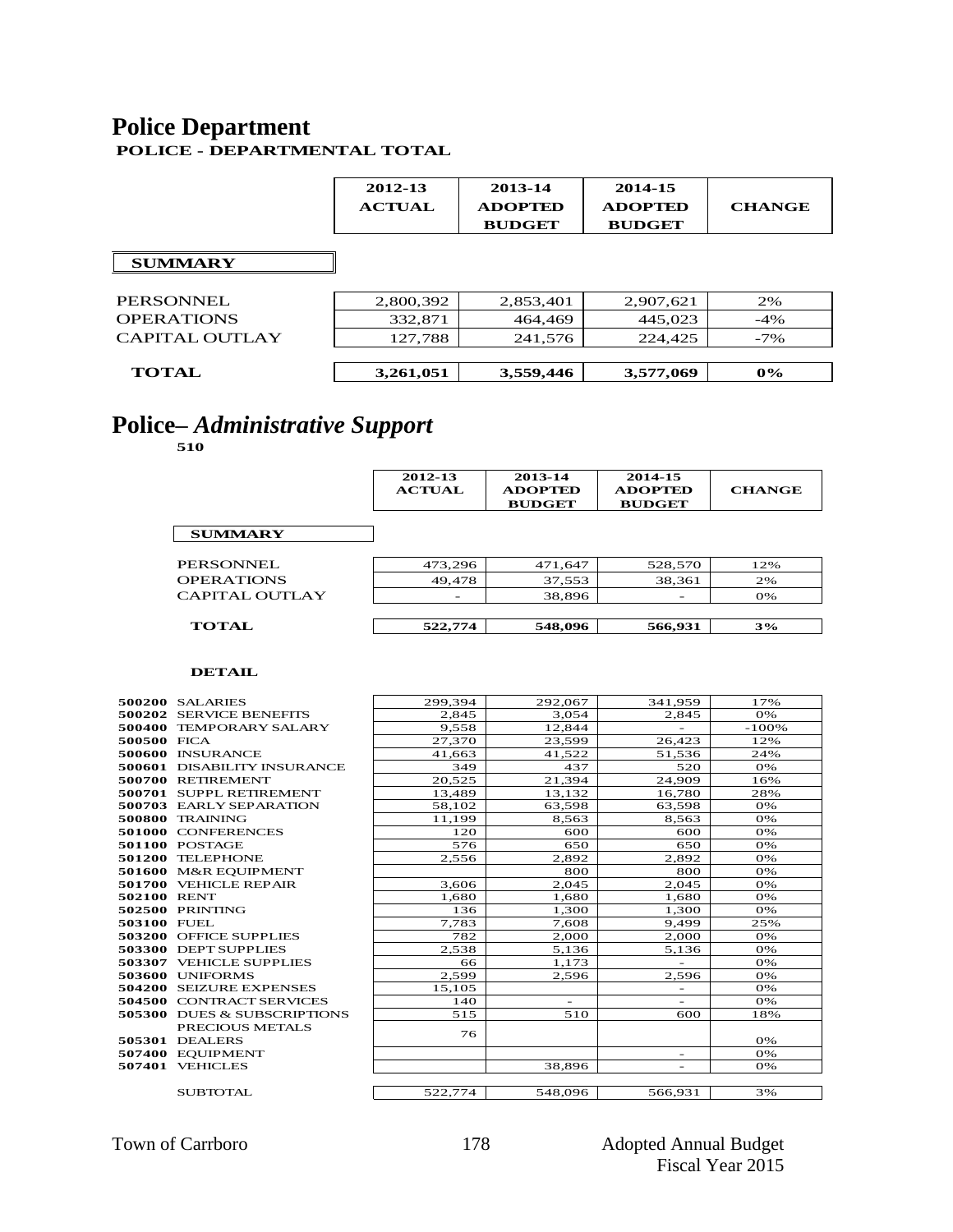# Police Department

**POLICE - DEPARTMENTAL TOTAL**

| | 2012-13 ACTUAL | 2013-14 ADOPTED BUDGET | 2014-15 ADOPTED BUDGET | CHANGE |
|---|---|---|---|---|
| **SUMMARY** | | | | |
| PERSONNEL | 2,800,392 | 2,853,401 | 2,907,621 | 2% |
| OPERATIONS | 332,871 | 464,469 | 445,023 | -4% |
| CAPITAL OUTLAY | 127,788 | 241,576 | 224,425 | -7% |
| **TOTAL** | **3,261,051** | **3,559,446** | **3,577,069** | **0%** |

# Police– *Administrative Support*

**510**

| | 2012-13 ACTUAL | 2013-14 ADOPTED BUDGET | 2014-15 ADOPTED BUDGET | CHANGE |
|---|---|---|---|---|
| **SUMMARY** | | | | |
| PERSONNEL | 473,296 | 471,647 | 528,570 | 12% |
| OPERATIONS | 49,478 | 37,553 | 38,361 | 2% |
| CAPITAL OUTLAY | - | 38,896 | - | 0% |
| **TOTAL** | **522,774** | **548,096** | **566,931** | **3%** |

**DETAIL**

| | | 2012-13 ACTUAL | 2013-14 ADOPTED BUDGET | 2014-15 ADOPTED BUDGET | CHANGE |
|---|---|---|---|---|---|
| **500200** | SALARIES | 299,394 | 292,067 | 341,959 | 17% |
| **500202** | SERVICE BENEFITS | 2,845 | 3,054 | 2,845 | 0% |
| **500400** | TEMPORARY SALARY | 9,558 | 12,844 | - | -100% |
| **500500** | FICA | 27,370 | 23,599 | 26,423 | 12% |
| **500600** | INSURANCE | 41,663 | 41,522 | 51,536 | 24% |
| **500601** | DISABILITY INSURANCE | 349 | 437 | 520 | 0% |
| **500700** | RETIREMENT | 20,525 | 21,394 | 24,909 | 16% |
| **500701** | SUPPL RETIREMENT | 13,489 | 13,132 | 16,780 | 28% |
| **500703** | EARLY SEPARATION | 58,102 | 63,598 | 63,598 | 0% |
| **500800** | TRAINING | 11,199 | 8,563 | 8,563 | 0% |
| **501000** | CONFERENCES | 120 | 600 | 600 | 0% |
| **501100** | POSTAGE | 576 | 650 | 650 | 0% |
| **501200** | TELEPHONE | 2,556 | 2,892 | 2,892 | 0% |
| **501600** | M&R EQUIPMENT | | 800 | 800 | 0% |
| **501700** | VEHICLE REPAIR | 3,606 | 2,045 | 2,045 | 0% |
| **502100** | RENT | 1,680 | 1,680 | 1,680 | 0% |
| **502500** | PRINTING | 136 | 1,300 | 1,300 | 0% |
| **503100** | FUEL | 7,783 | 7,608 | 9,499 | 25% |
| **503200** | OFFICE SUPPLIES | 782 | 2,000 | 2,000 | 0% |
| **503300** | DEPT SUPPLIES | 2,538 | 5,136 | 5,136 | 0% |
| **503307** | VEHICLE SUPPLIES | 66 | 1,173 | - | 0% |
| **503600** | UNIFORMS | 2,599 | 2,596 | 2,596 | 0% |
| **504200** | SEIZURE EXPENSES | 15,105 | | - | 0% |
| **504500** | CONTRACT SERVICES | 140 | - | - | 0% |
| **505300** | DUES & SUBSCRIPTIONS | 515 | 510 | 600 | 18% |
| **505301** | PRECIOUS METALS DEALERS | 76 | | | 0% |
| **507400** | EQUIPMENT | | | - | 0% |
| **507401** | VEHICLES | | 38,896 | - | 0% |
| | SUBTOTAL | 522,774 | 548,096 | 566,931 | 3% |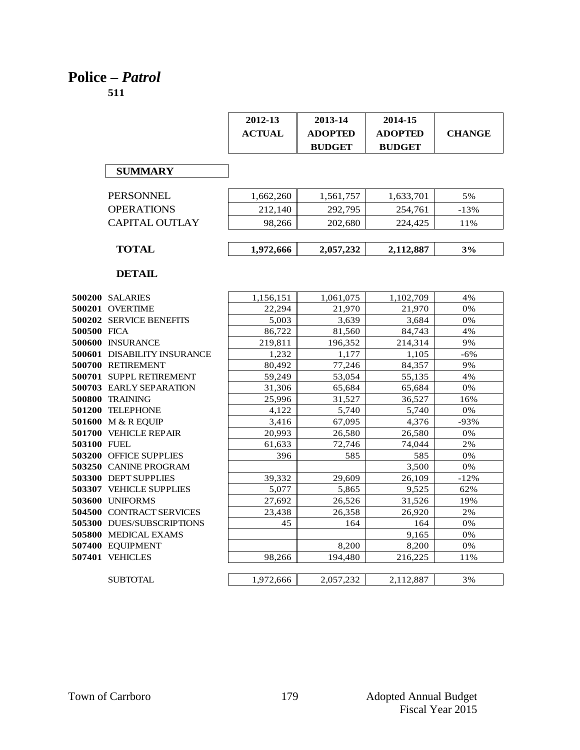# Police – *Patrol*

**511**

| | 2012-13 ACTUAL | 2013-14 ADOPTED BUDGET | 2014-15 ADOPTED BUDGET | CHANGE |
|---|---|---|---|---|
| **SUMMARY** | | | | |
| PERSONNEL | 1,662,260 | 1,561,757 | 1,633,701 | 5% |
| OPERATIONS | 212,140 | 292,795 | 254,761 | -13% |
| CAPITAL OUTLAY | 98,266 | 202,680 | 224,425 | 11% |
| **TOTAL** | **1,972,666** | **2,057,232** | **2,112,887** | **3%** |

**DETAIL**

| | | 2012-13 ACTUAL | 2013-14 ADOPTED BUDGET | 2014-15 ADOPTED BUDGET | CHANGE |
|---|---|---|---|---|---|
| **500200** | SALARIES | 1,156,151 | 1,061,075 | 1,102,709 | 4% |
| **500201** | OVERTIME | 22,294 | 21,970 | 21,970 | 0% |
| **500202** | SERVICE BENEFITS | 5,003 | 3,639 | 3,684 | 0% |
| **500500** | FICA | 86,722 | 81,560 | 84,743 | 4% |
| **500600** | INSURANCE | 219,811 | 196,352 | 214,314 | 9% |
| **500601** | DISABILITY INSURANCE | 1,232 | 1,177 | 1,105 | -6% |
| **500700** | RETIREMENT | 80,492 | 77,246 | 84,357 | 9% |
| **500701** | SUPPL RETIREMENT | 59,249 | 53,054 | 55,135 | 4% |
| **500703** | EARLY SEPARATION | 31,306 | 65,684 | 65,684 | 0% |
| **500800** | TRAINING | 25,996 | 31,527 | 36,527 | 16% |
| **501200** | TELEPHONE | 4,122 | 5,740 | 5,740 | 0% |
| **501600** | M & R EQUIP | 3,416 | 67,095 | 4,376 | -93% |
| **501700** | VEHICLE REPAIR | 20,993 | 26,580 | 26,580 | 0% |
| **503100** | FUEL | 61,633 | 72,746 | 74,044 | 2% |
| **503200** | OFFICE SUPPLIES | 396 | 585 | 585 | 0% |
| **503250** | CANINE PROGRAM | | | 3,500 | 0% |
| **503300** | DEPT SUPPLIES | 39,332 | 29,609 | 26,109 | -12% |
| **503307** | VEHICLE SUPPLIES | 5,077 | 5,865 | 9,525 | 62% |
| **503600** | UNIFORMS | 27,692 | 26,526 | 31,526 | 19% |
| **504500** | CONTRACT SERVICES | 23,438 | 26,358 | 26,920 | 2% |
| **505300** | DUES/SUBSCRIPTIONS | 45 | 164 | 164 | 0% |
| **505800** | MEDICAL EXAMS | | | 9,165 | 0% |
| **507400** | EQUIPMENT | | 8,200 | 8,200 | 0% |
| **507401** | VEHICLES | 98,266 | 194,480 | 216,225 | 11% |
| | SUBTOTAL | 1,972,666 | 2,057,232 | 2,112,887 | 3% |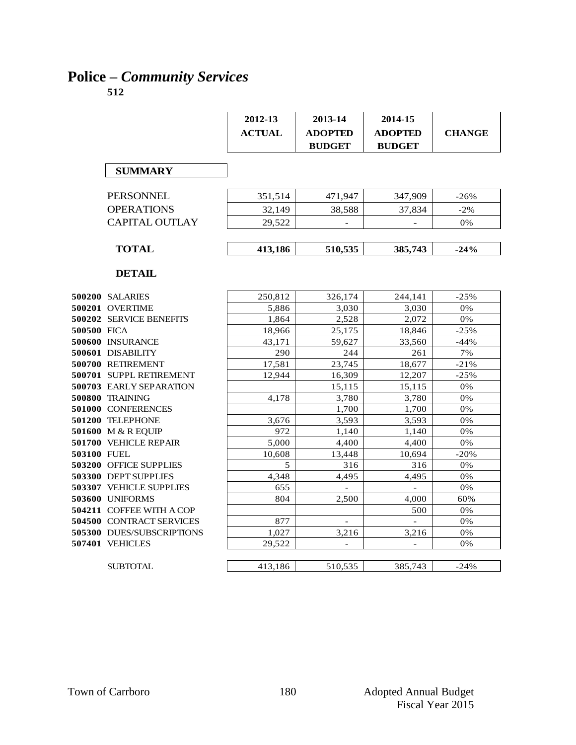# Police – *Community Services*

**512**

| | | 2012-13 ACTUAL | 2013-14 ADOPTED BUDGET | 2014-15 ADOPTED BUDGET | CHANGE |
|---|---|---|---|---|---|
| | **SUMMARY** | | | | |
| | PERSONNEL | 351,514 | 471,947 | 347,909 | -26% |
| | OPERATIONS | 32,149 | 38,588 | 37,834 | -2% |
| | CAPITAL OUTLAY | 29,522 | - | - | 0% |
| | **TOTAL** | **413,186** | **510,535** | **385,743** | **-24%** |
| | **DETAIL** | | | | |
| **500200** | SALARIES | 250,812 | 326,174 | 244,141 | -25% |
| **500201** | OVERTIME | 5,886 | 3,030 | 3,030 | 0% |
| **500202** | SERVICE BENEFITS | 1,864 | 2,528 | 2,072 | 0% |
| **500500** | FICA | 18,966 | 25,175 | 18,846 | -25% |
| **500600** | INSURANCE | 43,171 | 59,627 | 33,560 | -44% |
| **500601** | DISABILITY | 290 | 244 | 261 | 7% |
| **500700** | RETIREMENT | 17,581 | 23,745 | 18,677 | -21% |
| **500701** | SUPPL RETIREMENT | 12,944 | 16,309 | 12,207 | -25% |
| **500703** | EARLY SEPARATION | | 15,115 | 15,115 | 0% |
| **500800** | TRAINING | 4,178 | 3,780 | 3,780 | 0% |
| **501000** | CONFERENCES | | 1,700 | 1,700 | 0% |
| **501200** | TELEPHONE | 3,676 | 3,593 | 3,593 | 0% |
| **501600** | M & R EQUIP | 972 | 1,140 | 1,140 | 0% |
| **501700** | VEHICLE REPAIR | 5,000 | 4,400 | 4,400 | 0% |
| **503100** | FUEL | 10,608 | 13,448 | 10,694 | -20% |
| **503200** | OFFICE SUPPLIES | 5 | 316 | 316 | 0% |
| **503300** | DEPT SUPPLIES | 4,348 | 4,495 | 4,495 | 0% |
| **503307** | VEHICLE SUPPLIES | 655 | - | - | 0% |
| **503600** | UNIFORMS | 804 | 2,500 | 4,000 | 60% |
| **504211** | COFFEE WITH A COP | | | 500 | 0% |
| **504500** | CONTRACT SERVICES | 877 | - | - | 0% |
| **505300** | DUES/SUBSCRIPTIONS | 1,027 | 3,216 | 3,216 | 0% |
| **507401** | VEHICLES | 29,522 | - | - | 0% |
| | SUBTOTAL | 413,186 | 510,535 | 385,743 | -24% |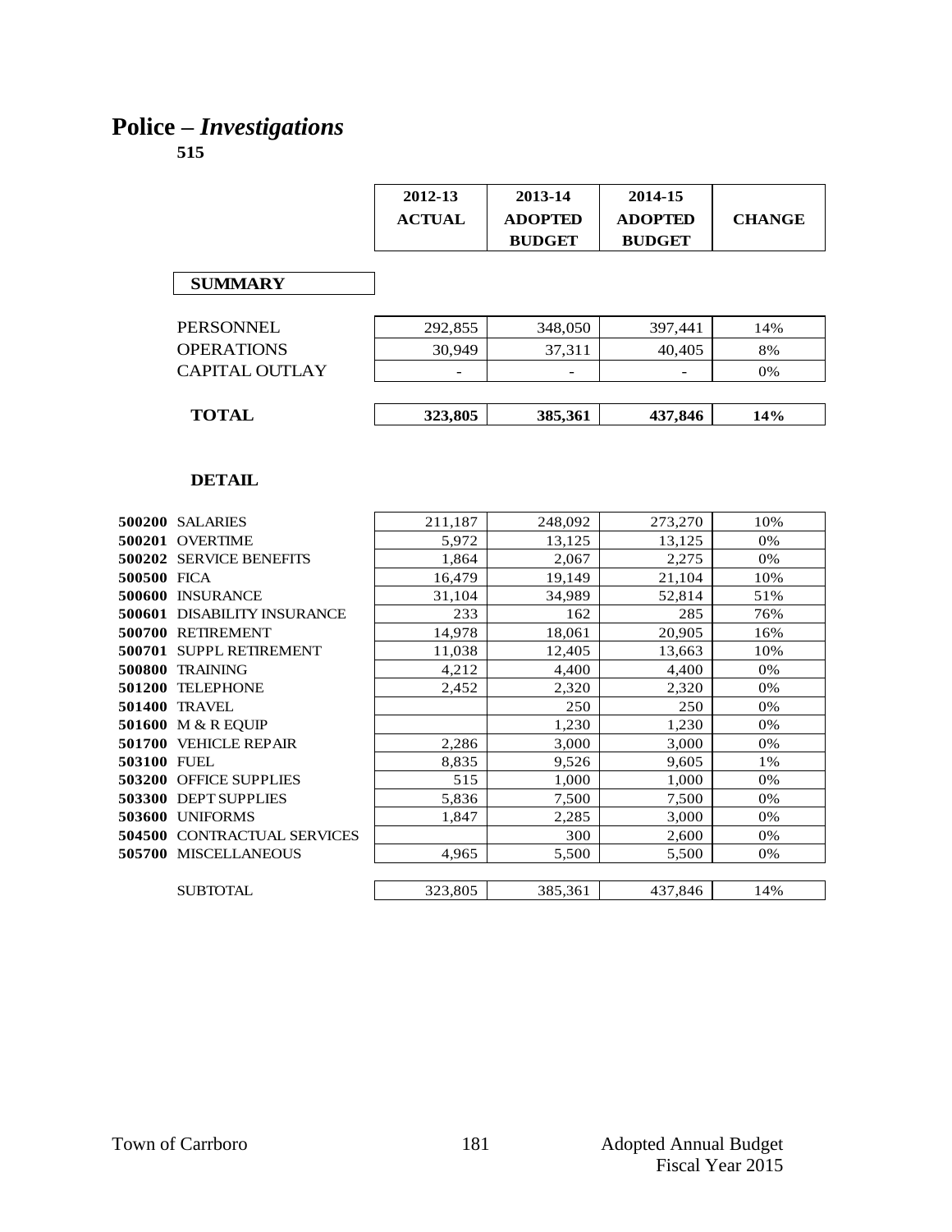# Police – *Investigations*

**515**

| | 2012-13 ACTUAL | 2013-14 ADOPTED BUDGET | 2014-15 ADOPTED BUDGET | CHANGE |
|---|---|---|---|---|
| **SUMMARY** | | | | |
| PERSONNEL | 292,855 | 348,050 | 397,441 | 14% |
| OPERATIONS | 30,949 | 37,311 | 40,405 | 8% |
| CAPITAL OUTLAY | - | - | - | 0% |
| **TOTAL** | **323,805** | **385,361** | **437,846** | **14%** |

**DETAIL**

| | 2012-13 ACTUAL | 2013-14 ADOPTED BUDGET | 2014-15 ADOPTED BUDGET | CHANGE |
|---|---|---|---|---|
| **500200** SALARIES | 211,187 | 248,092 | 273,270 | 10% |
| **500201** OVERTIME | 5,972 | 13,125 | 13,125 | 0% |
| **500202** SERVICE BENEFITS | 1,864 | 2,067 | 2,275 | 0% |
| **500500** FICA | 16,479 | 19,149 | 21,104 | 10% |
| **500600** INSURANCE | 31,104 | 34,989 | 52,814 | 51% |
| **500601** DISABILITY INSURANCE | 233 | 162 | 285 | 76% |
| **500700** RETIREMENT | 14,978 | 18,061 | 20,905 | 16% |
| **500701** SUPPL RETIREMENT | 11,038 | 12,405 | 13,663 | 10% |
| **500800** TRAINING | 4,212 | 4,400 | 4,400 | 0% |
| **501200** TELEPHONE | 2,452 | 2,320 | 2,320 | 0% |
| **501400** TRAVEL | | 250 | 250 | 0% |
| **501600** M & R EQUIP | | 1,230 | 1,230 | 0% |
| **501700** VEHICLE REPAIR | 2,286 | 3,000 | 3,000 | 0% |
| **503100** FUEL | 8,835 | 9,526 | 9,605 | 1% |
| **503200** OFFICE SUPPLIES | 515 | 1,000 | 1,000 | 0% |
| **503300** DEPT SUPPLIES | 5,836 | 7,500 | 7,500 | 0% |
| **503600** UNIFORMS | 1,847 | 2,285 | 3,000 | 0% |
| **504500** CONTRACTUAL SERVICES | | 300 | 2,600 | 0% |
| **505700** MISCELLANEOUS | 4,965 | 5,500 | 5,500 | 0% |
| SUBTOTAL | 323,805 | 385,361 | 437,846 | 14% |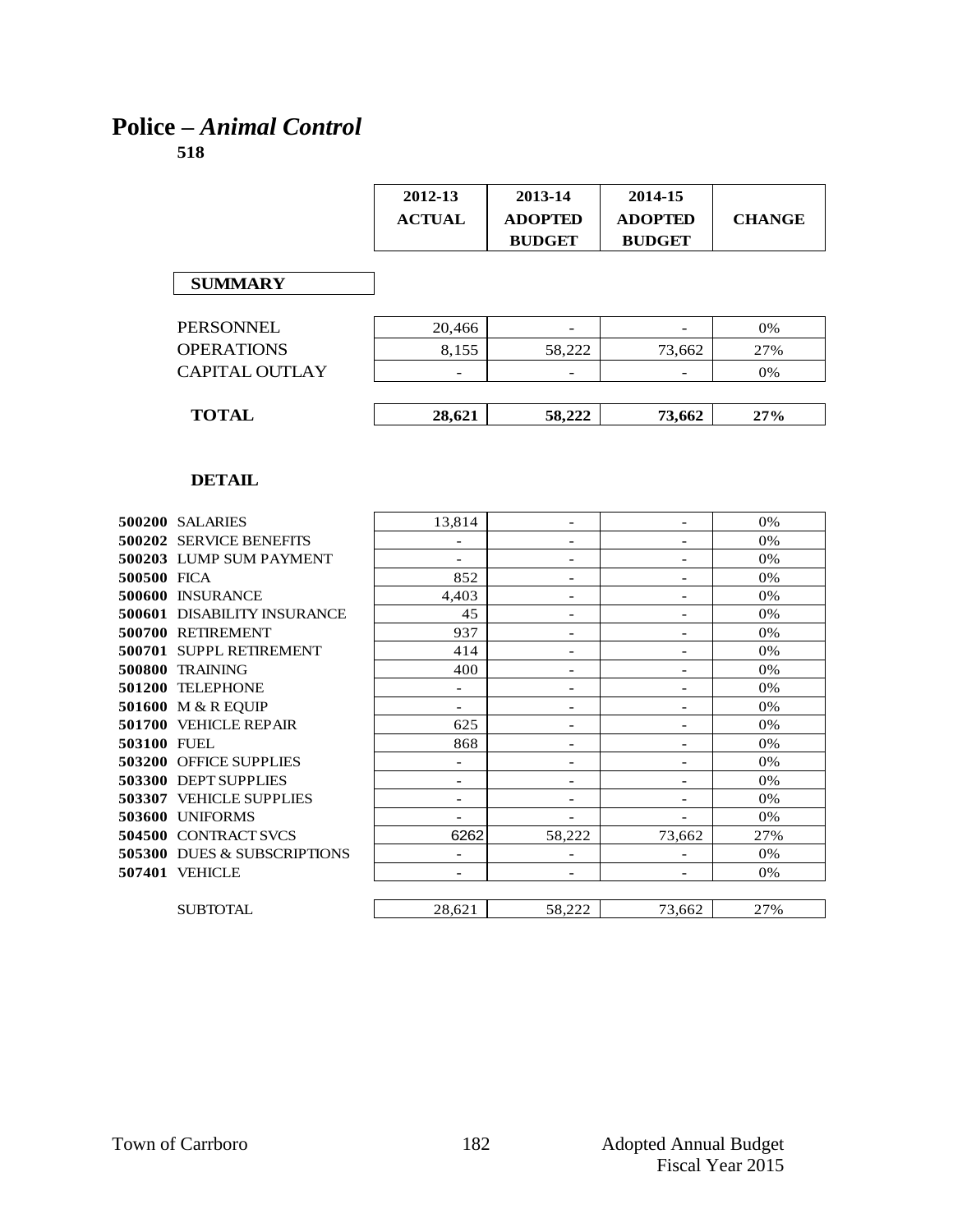# Police – *Animal Control*

**518**

| | 2012-13 ACTUAL | 2013-14 ADOPTED BUDGET | 2014-15 ADOPTED BUDGET | CHANGE |
|---|---|---|---|---|
| **SUMMARY** | | | | |
| PERSONNEL | 20,466 | - | - | 0% |
| OPERATIONS | 8,155 | 58,222 | 73,662 | 27% |
| CAPITAL OUTLAY | - | - | - | 0% |
| **TOTAL** | **28,621** | **58,222** | **73,662** | **27%** |

**DETAIL**

| | | 2012-13 ACTUAL | 2013-14 ADOPTED BUDGET | 2014-15 ADOPTED BUDGET | CHANGE |
|---|---|---|---|---|---|
| **500200** | SALARIES | 13,814 | - | - | 0% |
| **500202** | SERVICE BENEFITS | - | - | - | 0% |
| **500203** | LUMP SUM PAYMENT | - | - | - | 0% |
| **500500** | FICA | 852 | - | - | 0% |
| **500600** | INSURANCE | 4,403 | - | - | 0% |
| **500601** | DISABILITY INSURANCE | 45 | - | - | 0% |
| **500700** | RETIREMENT | 937 | - | - | 0% |
| **500701** | SUPPL RETIREMENT | 414 | - | - | 0% |
| **500800** | TRAINING | 400 | - | - | 0% |
| **501200** | TELEPHONE | - | - | - | 0% |
| **501600** | M & R EQUIP | - | - | - | 0% |
| **501700** | VEHICLE REPAIR | 625 | - | - | 0% |
| **503100** | FUEL | 868 | - | - | 0% |
| **503200** | OFFICE SUPPLIES | - | - | - | 0% |
| **503300** | DEPT SUPPLIES | - | - | - | 0% |
| **503307** | VEHICLE SUPPLIES | - | - | - | 0% |
| **503600** | UNIFORMS | - | - | - | 0% |
| **504500** | CONTRACT SVCS | 6262 | 58,222 | 73,662 | 27% |
| **505300** | DUES & SUBSCRIPTIONS | - | - | - | 0% |
| **507401** | VEHICLE | - | - | - | 0% |
| | SUBTOTAL | 28,621 | 58,222 | 73,662 | 27% |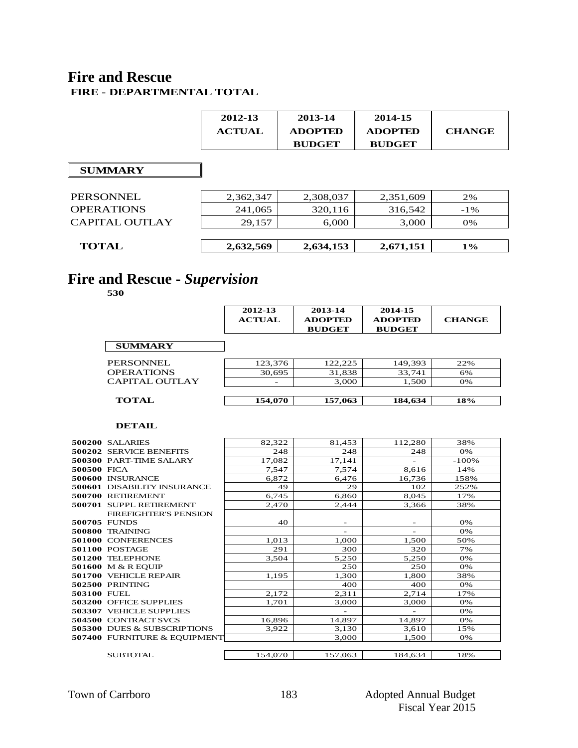# Fire and Rescue

**FIRE - DEPARTMENTAL TOTAL**

| | 2012-13 ACTUAL | 2013-14 ADOPTED BUDGET | 2014-15 ADOPTED BUDGET | CHANGE |
|---|---|---|---|---|
| **SUMMARY** | | | | |
| PERSONNEL | 2,362,347 | 2,308,037 | 2,351,609 | 2% |
| OPERATIONS | 241,065 | 320,116 | 316,542 | -1% |
| CAPITAL OUTLAY | 29,157 | 6,000 | 3,000 | 0% |
| **TOTAL** | **2,632,569** | **2,634,153** | **2,671,151** | **1%** |

# Fire and Rescue - *Supervision*

**530**

| | 2012-13 ACTUAL | 2013-14 ADOPTED BUDGET | 2014-15 ADOPTED BUDGET | CHANGE |
|---|---|---|---|---|
| **SUMMARY** | | | | |
| PERSONNEL | 123,376 | 122,225 | 149,393 | 22% |
| OPERATIONS | 30,695 | 31,838 | 33,741 | 6% |
| CAPITAL OUTLAY | - | 3,000 | 1,500 | 0% |
| **TOTAL** | **154,070** | **157,063** | **184,634** | **18%** |

**DETAIL**

| | 2012-13 ACTUAL | 2013-14 ADOPTED BUDGET | 2014-15 ADOPTED BUDGET | CHANGE |
|---|---|---|---|---|
| **500200** SALARIES | 82,322 | 81,453 | 112,280 | 38% |
| **500202** SERVICE BENEFITS | 248 | 248 | 248 | 0% |
| **500300** PART-TIME SALARY | 17,082 | 17,141 | - | -100% |
| **500500** FICA | 7,547 | 7,574 | 8,616 | 14% |
| **500600** INSURANCE | 6,872 | 6,476 | 16,736 | 158% |
| **500601** DISABILITY INSURANCE | 49 | 29 | 102 | 252% |
| **500700** RETIREMENT | 6,745 | 6,860 | 8,045 | 17% |
| **500701** SUPPL RETIREMENT | 2,470 | 2,444 | 3,366 | 38% |
| **500705** FIREFIGHTER'S PENSION FUNDS | 40 | - | - | 0% |
| **500800** TRAINING | | - | - | 0% |
| **501000** CONFERENCES | 1,013 | 1,000 | 1,500 | 50% |
| **501100** POSTAGE | 291 | 300 | 320 | 7% |
| **501200** TELEPHONE | 3,504 | 5,250 | 5,250 | 0% |
| **501600** M & R EQUIP | | 250 | 250 | 0% |
| **501700** VEHICLE REPAIR | 1,195 | 1,300 | 1,800 | 38% |
| **502500** PRINTING | | 400 | 400 | 0% |
| **503100** FUEL | 2,172 | 2,311 | 2,714 | 17% |
| **503200** OFFICE SUPPLIES | 1,701 | 3,000 | 3,000 | 0% |
| **503307** VEHICLE SUPPLIES | | - | - | 0% |
| **504500** CONTRACT SVCS | 16,896 | 14,897 | 14,897 | 0% |
| **505300** DUES & SUBSCRIPTIONS | 3,922 | 3,130 | 3,610 | 15% |
| **507400** FURNITURE & EQUIPMENT | | 3,000 | 1,500 | 0% |
| SUBTOTAL | 154,070 | 157,063 | 184,634 | 18% |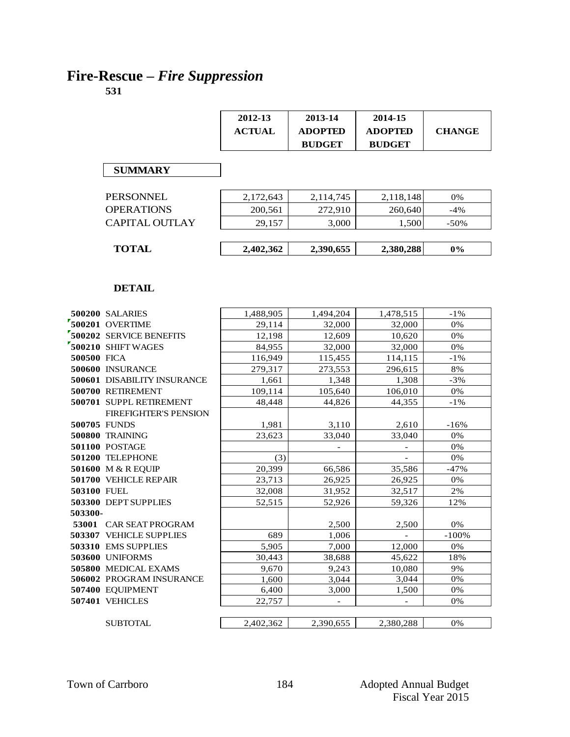# Fire-Rescue – *Fire Suppression*

**531**

| | 2012-13 ACTUAL | 2013-14 ADOPTED BUDGET | 2014-15 ADOPTED BUDGET | CHANGE |
|---|---|---|---|---|
| **SUMMARY** | | | | |
| PERSONNEL | 2,172,643 | 2,114,745 | 2,118,148 | 0% |
| OPERATIONS | 200,561 | 272,910 | 260,640 | -4% |
| CAPITAL OUTLAY | 29,157 | 3,000 | 1,500 | -50% |
| **TOTAL** | **2,402,362** | **2,390,655** | **2,380,288** | **0%** |

**DETAIL**

| | | 2012-13 ACTUAL | 2013-14 ADOPTED BUDGET | 2014-15 ADOPTED BUDGET | CHANGE |
|---|---|---|---|---|---|
| **500200** | SALARIES | 1,488,905 | 1,494,204 | 1,478,515 | -1% |
| **500201** | OVERTIME | 29,114 | 32,000 | 32,000 | 0% |
| **500202** | SERVICE BENEFITS | 12,198 | 12,609 | 10,620 | 0% |
| **500210** | SHIFT WAGES | 84,955 | 32,000 | 32,000 | 0% |
| **500500** | FICA | 116,949 | 115,455 | 114,115 | -1% |
| **500600** | INSURANCE | 279,317 | 273,553 | 296,615 | 8% |
| **500601** | DISABILITY INSURANCE | 1,661 | 1,348 | 1,308 | -3% |
| **500700** | RETIREMENT | 109,114 | 105,640 | 106,010 | 0% |
| **500701** | SUPPL RETIREMENT | 48,448 | 44,826 | 44,355 | -1% |
| **500705** | FIREFIGHTER'S PENSION FUNDS | 1,981 | 3,110 | 2,610 | -16% |
| **500800** | TRAINING | 23,623 | 33,040 | 33,040 | 0% |
| **501100** | POSTAGE | | - | - | 0% |
| **501200** | TELEPHONE | (3) | | - | 0% |
| **501600** | M & R EQUIP | 20,399 | 66,586 | 35,586 | -47% |
| **501700** | VEHICLE REPAIR | 23,713 | 26,925 | 26,925 | 0% |
| **503100** | FUEL | 32,008 | 31,952 | 32,517 | 2% |
| **503300** | DEPT SUPPLIES | 52,515 | 52,926 | 59,326 | 12% |
| **503300-53001** | CAR SEAT PROGRAM | | 2,500 | 2,500 | 0% |
| **503307** | VEHICLE SUPPLIES | 689 | 1,006 | - | -100% |
| **503310** | EMS SUPPLIES | 5,905 | 7,000 | 12,000 | 0% |
| **503600** | UNIFORMS | 30,443 | 38,688 | 45,622 | 18% |
| **505800** | MEDICAL EXAMS | 9,670 | 9,243 | 10,080 | 9% |
| **506002** | PROGRAM INSURANCE | 1,600 | 3,044 | 3,044 | 0% |
| **507400** | EQUIPMENT | 6,400 | 3,000 | 1,500 | 0% |
| **507401** | VEHICLES | 22,757 | - | - | 0% |
| | SUBTOTAL | 2,402,362 | 2,390,655 | 2,380,288 | 0% |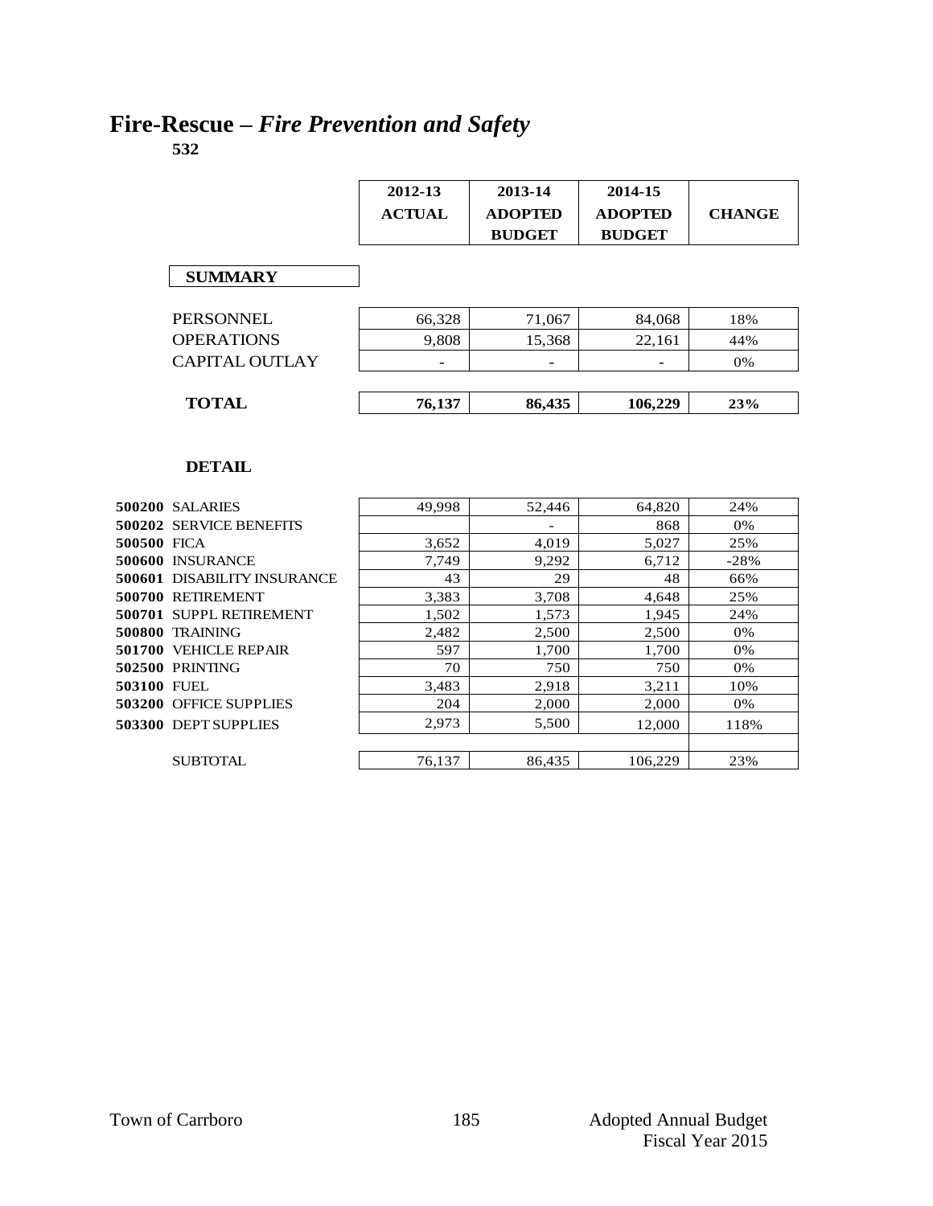# Fire-Rescue – *Fire Prevention and Safety*

**532**

| | 2012-13 ACTUAL | 2013-14 ADOPTED BUDGET | 2014-15 ADOPTED BUDGET | CHANGE |
|---|---|---|---|---|
| **SUMMARY** | | | | |
| PERSONNEL | 66,328 | 71,067 | 84,068 | 18% |
| OPERATIONS | 9,808 | 15,368 | 22,161 | 44% |
| CAPITAL OUTLAY | - | - | - | 0% |
| **TOTAL** | **76,137** | **86,435** | **106,229** | **23%** |

**DETAIL**

| | 2012-13 ACTUAL | 2013-14 ADOPTED BUDGET | 2014-15 ADOPTED BUDGET | CHANGE |
|---|---|---|---|---|
| **500200** SALARIES | 49,998 | 52,446 | 64,820 | 24% |
| **500202** SERVICE BENEFITS | | - | 868 | 0% |
| **500500** FICA | 3,652 | 4,019 | 5,027 | 25% |
| **500600** INSURANCE | 7,749 | 9,292 | 6,712 | -28% |
| **500601** DISABILITY INSURANCE | 43 | 29 | 48 | 66% |
| **500700** RETIREMENT | 3,383 | 3,708 | 4,648 | 25% |
| **500701** SUPPL RETIREMENT | 1,502 | 1,573 | 1,945 | 24% |
| **500800** TRAINING | 2,482 | 2,500 | 2,500 | 0% |
| **501700** VEHICLE REPAIR | 597 | 1,700 | 1,700 | 0% |
| **502500** PRINTING | 70 | 750 | 750 | 0% |
| **503100** FUEL | 3,483 | 2,918 | 3,211 | 10% |
| **503200** OFFICE SUPPLIES | 204 | 2,000 | 2,000 | 0% |
| **503300** DEPT SUPPLIES | 2,973 | 5,500 | 12,000 | 118% |
| SUBTOTAL | 76,137 | 86,435 | 106,229 | 23% |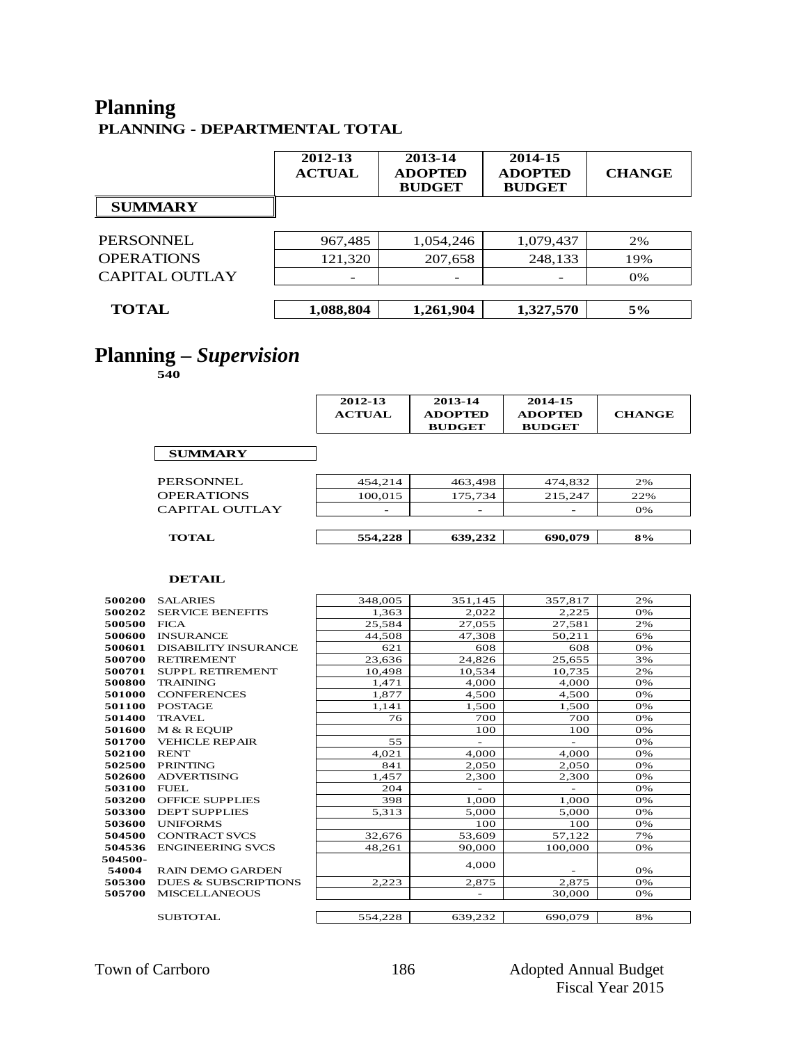# Planning

## PLANNING - DEPARTMENTAL TOTAL

| | 2012-13 ACTUAL | 2013-14 ADOPTED BUDGET | 2014-15 ADOPTED BUDGET | CHANGE |
|---|---|---|---|---|
| **SUMMARY** | | | | |
| PERSONNEL | 967,485 | 1,054,246 | 1,079,437 | 2% |
| OPERATIONS | 121,320 | 207,658 | 248,133 | 19% |
| CAPITAL OUTLAY | - | - | - | 0% |
| **TOTAL** | **1,088,804** | **1,261,904** | **1,327,570** | **5%** |

# Planning – *Supervision*

**540**

| | 2012-13 ACTUAL | 2013-14 ADOPTED BUDGET | 2014-15 ADOPTED BUDGET | CHANGE |
|---|---|---|---|---|
| **SUMMARY** | | | | |
| PERSONNEL | 454,214 | 463,498 | 474,832 | 2% |
| OPERATIONS | 100,015 | 175,734 | 215,247 | 22% |
| CAPITAL OUTLAY | - | - | - | 0% |
| **TOTAL** | **554,228** | **639,232** | **690,079** | **8%** |

**DETAIL**

| | | 2012-13 ACTUAL | 2013-14 ADOPTED BUDGET | 2014-15 ADOPTED BUDGET | CHANGE |
|---|---|---|---|---|---|
| **500200** | SALARIES | 348,005 | 351,145 | 357,817 | 2% |
| **500202** | SERVICE BENEFITS | 1,363 | 2,022 | 2,225 | 0% |
| **500500** | FICA | 25,584 | 27,055 | 27,581 | 2% |
| **500600** | INSURANCE | 44,508 | 47,308 | 50,211 | 6% |
| **500601** | DISABILITY INSURANCE | 621 | 608 | 608 | 0% |
| **500700** | RETIREMENT | 23,636 | 24,826 | 25,655 | 3% |
| **500701** | SUPPL RETIREMENT | 10,498 | 10,534 | 10,735 | 2% |
| **500800** | TRAINING | 1,471 | 4,000 | 4,000 | 0% |
| **501000** | CONFERENCES | 1,877 | 4,500 | 4,500 | 0% |
| **501100** | POSTAGE | 1,141 | 1,500 | 1,500 | 0% |
| **501400** | TRAVEL | 76 | 700 | 700 | 0% |
| **501600** | M & R EQUIP | | 100 | 100 | 0% |
| **501700** | VEHICLE REPAIR | 55 | - | - | 0% |
| **502100** | RENT | 4,021 | 4,000 | 4,000 | 0% |
| **502500** | PRINTING | 841 | 2,050 | 2,050 | 0% |
| **502600** | ADVERTISING | 1,457 | 2,300 | 2,300 | 0% |
| **503100** | FUEL | 204 | - | - | 0% |
| **503200** | OFFICE SUPPLIES | 398 | 1,000 | 1,000 | 0% |
| **503300** | DEPT SUPPLIES | 5,313 | 5,000 | 5,000 | 0% |
| **503600** | UNIFORMS | | 100 | 100 | 0% |
| **504500** | CONTRACT SVCS | 32,676 | 53,609 | 57,122 | 7% |
| **504536** | ENGINEERING SVCS | 48,261 | 90,000 | 100,000 | 0% |
| **504500-54004** | RAIN DEMO GARDEN | | 4,000 | - | 0% |
| **505300** | DUES & SUBSCRIPTIONS | 2,223 | 2,875 | 2,875 | 0% |
| **505700** | MISCELLANEOUS | | - | 30,000 | 0% |
| | SUBTOTAL | 554,228 | 639,232 | 690,079 | 8% |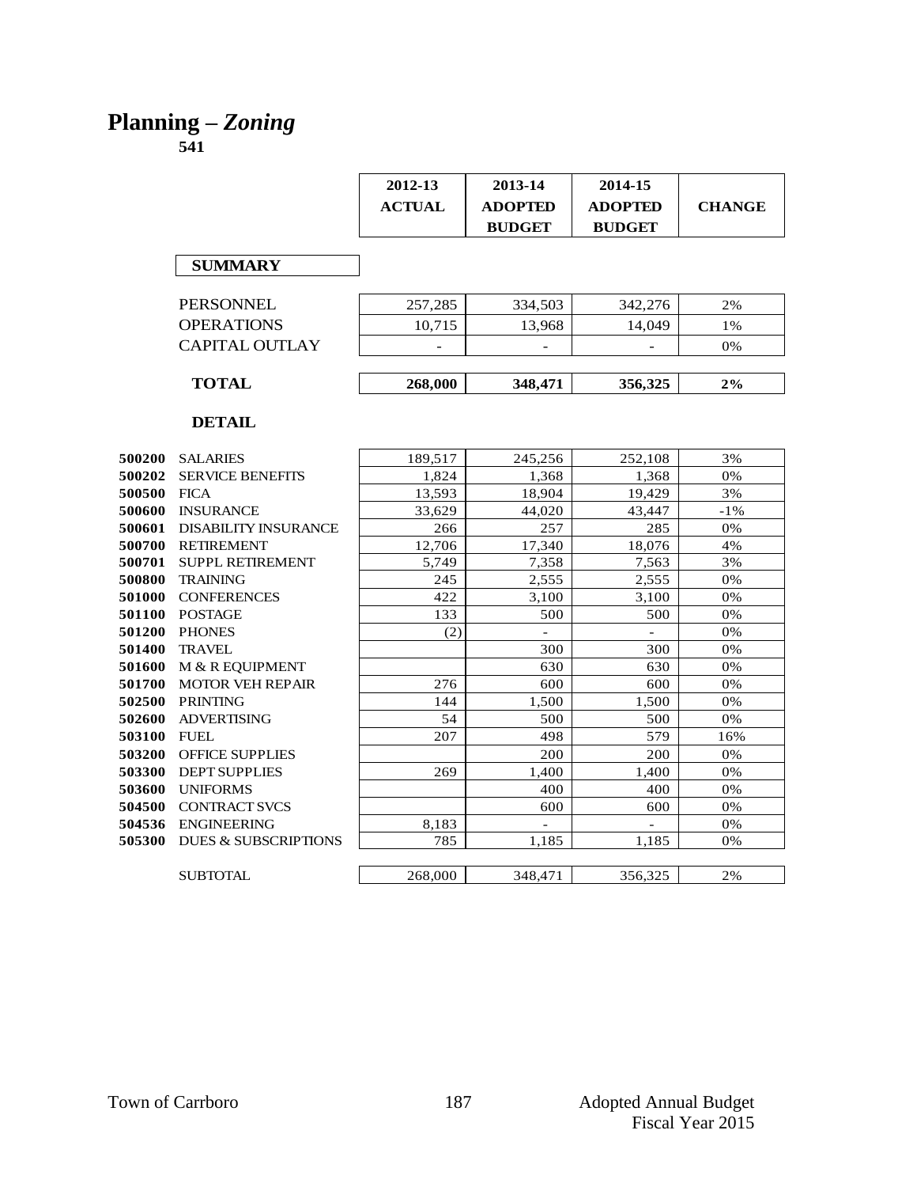# Planning – *Zoning*

**541**

| | 2012-13 ACTUAL | 2013-14 ADOPTED BUDGET | 2014-15 ADOPTED BUDGET | CHANGE |
|---|---|---|---|---|
| **SUMMARY** | | | | |
| PERSONNEL | 257,285 | 334,503 | 342,276 | 2% |
| OPERATIONS | 10,715 | 13,968 | 14,049 | 1% |
| CAPITAL OUTLAY | - | - | - | 0% |
| **TOTAL** | **268,000** | **348,471** | **356,325** | **2%** |

**DETAIL**

| Code | Item | 2012-13 ACTUAL | 2013-14 ADOPTED BUDGET | 2014-15 ADOPTED BUDGET | CHANGE |
|---|---|---|---|---|---|
| **500200** | SALARIES | 189,517 | 245,256 | 252,108 | 3% |
| **500202** | SERVICE BENEFITS | 1,824 | 1,368 | 1,368 | 0% |
| **500500** | FICA | 13,593 | 18,904 | 19,429 | 3% |
| **500600** | INSURANCE | 33,629 | 44,020 | 43,447 | -1% |
| **500601** | DISABILITY INSURANCE | 266 | 257 | 285 | 0% |
| **500700** | RETIREMENT | 12,706 | 17,340 | 18,076 | 4% |
| **500701** | SUPPL RETIREMENT | 5,749 | 7,358 | 7,563 | 3% |
| **500800** | TRAINING | 245 | 2,555 | 2,555 | 0% |
| **501000** | CONFERENCES | 422 | 3,100 | 3,100 | 0% |
| **501100** | POSTAGE | 133 | 500 | 500 | 0% |
| **501200** | PHONES | (2) | - | - | 0% |
| **501400** | TRAVEL | | 300 | 300 | 0% |
| **501600** | M & R EQUIPMENT | | 630 | 630 | 0% |
| **501700** | MOTOR VEH REPAIR | 276 | 600 | 600 | 0% |
| **502500** | PRINTING | 144 | 1,500 | 1,500 | 0% |
| **502600** | ADVERTISING | 54 | 500 | 500 | 0% |
| **503100** | FUEL | 207 | 498 | 579 | 16% |
| **503200** | OFFICE SUPPLIES | | 200 | 200 | 0% |
| **503300** | DEPT SUPPLIES | 269 | 1,400 | 1,400 | 0% |
| **503600** | UNIFORMS | | 400 | 400 | 0% |
| **504500** | CONTRACT SVCS | | 600 | 600 | 0% |
| **504536** | ENGINEERING | 8,183 | - | - | 0% |
| **505300** | DUES & SUBSCRIPTIONS | 785 | 1,185 | 1,185 | 0% |
| | SUBTOTAL | 268,000 | 348,471 | 356,325 | 2% |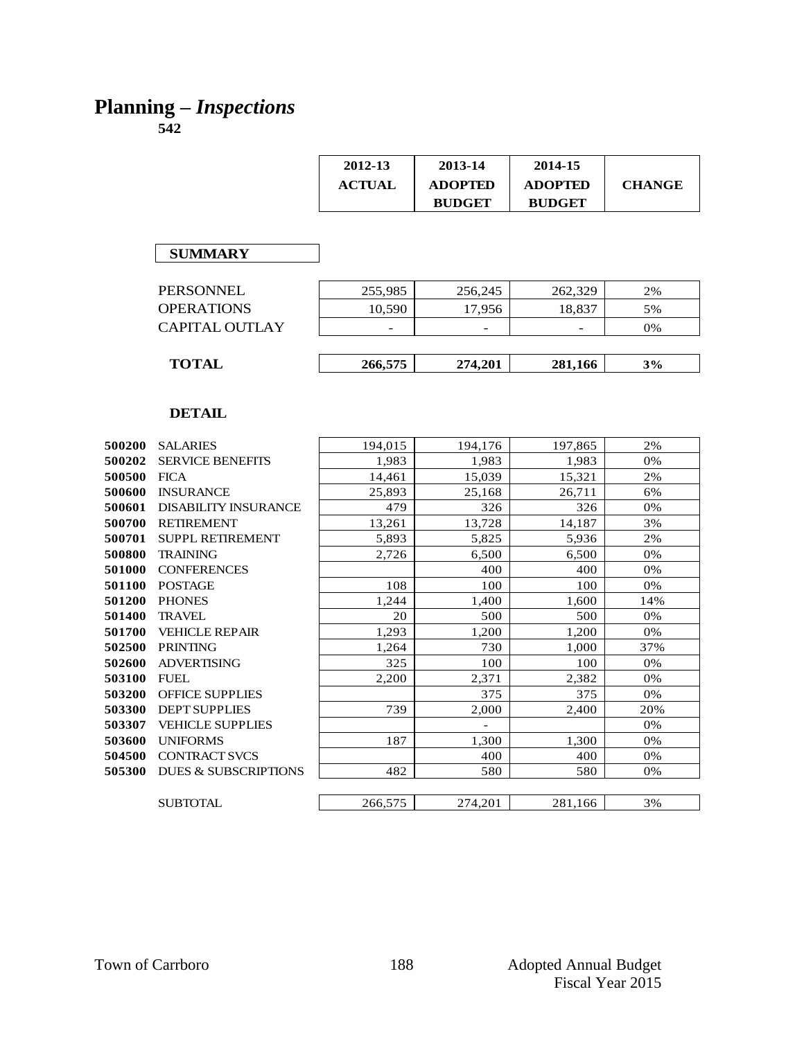# Planning – *Inspections*

**542**

| | 2012-13 ACTUAL | 2013-14 ADOPTED BUDGET | 2014-15 ADOPTED BUDGET | CHANGE |
|---|---|---|---|---|
| **SUMMARY** | | | | |
| PERSONNEL | 255,985 | 256,245 | 262,329 | 2% |
| OPERATIONS | 10,590 | 17,956 | 18,837 | 5% |
| CAPITAL OUTLAY | - | - | - | 0% |
| **TOTAL** | **266,575** | **274,201** | **281,166** | **3%** |

**DETAIL**

| Code | Account | 2012-13 ACTUAL | 2013-14 ADOPTED BUDGET | 2014-15 ADOPTED BUDGET | CHANGE |
|---|---|---|---|---|---|
| **500200** | SALARIES | 194,015 | 194,176 | 197,865 | 2% |
| **500202** | SERVICE BENEFITS | 1,983 | 1,983 | 1,983 | 0% |
| **500500** | FICA | 14,461 | 15,039 | 15,321 | 2% |
| **500600** | INSURANCE | 25,893 | 25,168 | 26,711 | 6% |
| **500601** | DISABILITY INSURANCE | 479 | 326 | 326 | 0% |
| **500700** | RETIREMENT | 13,261 | 13,728 | 14,187 | 3% |
| **500701** | SUPPL RETIREMENT | 5,893 | 5,825 | 5,936 | 2% |
| **500800** | TRAINING | 2,726 | 6,500 | 6,500 | 0% |
| **501000** | CONFERENCES | | 400 | 400 | 0% |
| **501100** | POSTAGE | 108 | 100 | 100 | 0% |
| **501200** | PHONES | 1,244 | 1,400 | 1,600 | 14% |
| **501400** | TRAVEL | 20 | 500 | 500 | 0% |
| **501700** | VEHICLE REPAIR | 1,293 | 1,200 | 1,200 | 0% |
| **502500** | PRINTING | 1,264 | 730 | 1,000 | 37% |
| **502600** | ADVERTISING | 325 | 100 | 100 | 0% |
| **503100** | FUEL | 2,200 | 2,371 | 2,382 | 0% |
| **503200** | OFFICE SUPPLIES | | 375 | 375 | 0% |
| **503300** | DEPT SUPPLIES | 739 | 2,000 | 2,400 | 20% |
| **503307** | VEHICLE SUPPLIES | | - | | 0% |
| **503600** | UNIFORMS | 187 | 1,300 | 1,300 | 0% |
| **504500** | CONTRACT SVCS | | 400 | 400 | 0% |
| **505300** | DUES & SUBSCRIPTIONS | 482 | 580 | 580 | 0% |
| | SUBTOTAL | 266,575 | 274,201 | 281,166 | 3% |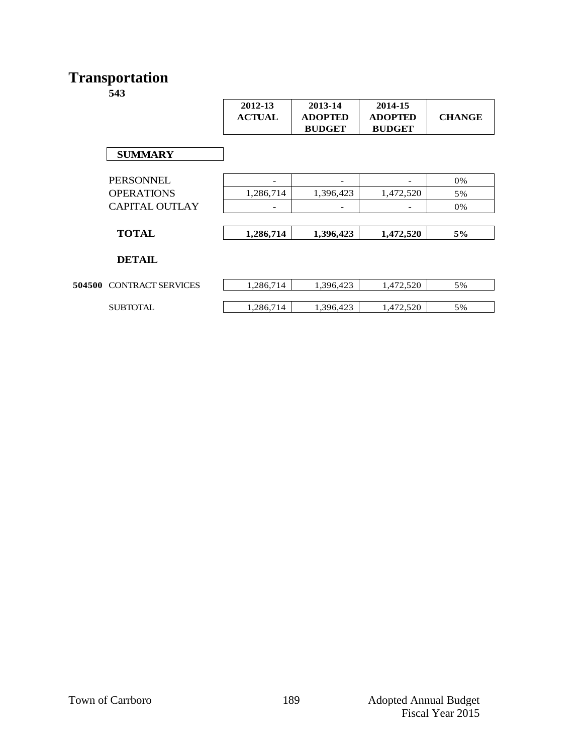# Transportation

**543**

| | 2012-13 ACTUAL | 2013-14 ADOPTED BUDGET | 2014-15 ADOPTED BUDGET | CHANGE |
|---|---|---|---|---|
| **SUMMARY** | | | | |
| PERSONNEL | - | - | - | 0% |
| OPERATIONS | 1,286,714 | 1,396,423 | 1,472,520 | 5% |
| CAPITAL OUTLAY | - | - | - | 0% |
| **TOTAL** | **1,286,714** | **1,396,423** | **1,472,520** | **5%** |
| **DETAIL** | | | | |
| **504500** CONTRACT SERVICES | 1,286,714 | 1,396,423 | 1,472,520 | 5% |
| SUBTOTAL | 1,286,714 | 1,396,423 | 1,472,520 | 5% |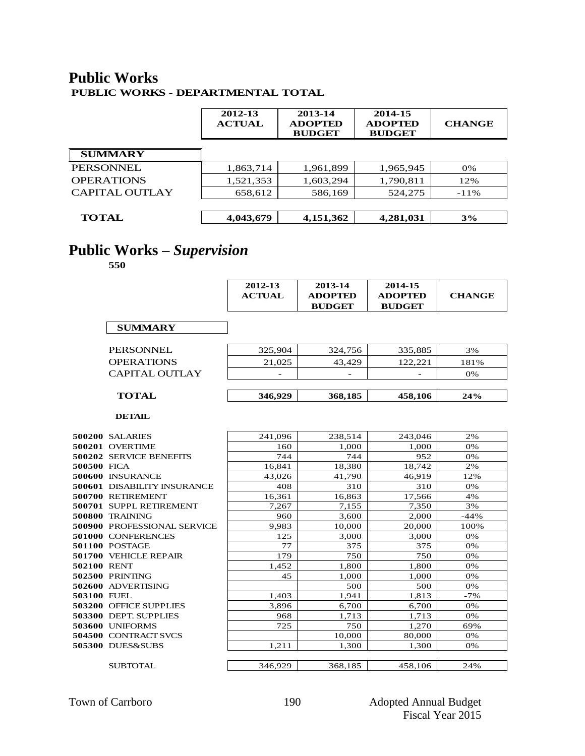# Public Works

### PUBLIC WORKS - DEPARTMENTAL TOTAL

| | 2012-13 ACTUAL | 2013-14 ADOPTED BUDGET | 2014-15 ADOPTED BUDGET | CHANGE |
|---|---|---|---|---|
| **SUMMARY** | | | | |
| PERSONNEL | 1,863,714 | 1,961,899 | 1,965,945 | 0% |
| OPERATIONS | 1,521,353 | 1,603,294 | 1,790,811 | 12% |
| CAPITAL OUTLAY | 658,612 | 586,169 | 524,275 | -11% |
| **TOTAL** | **4,043,679** | **4,151,362** | **4,281,031** | **3%** |

# Public Works – *Supervision*

**550**

| | 2012-13 ACTUAL | 2013-14 ADOPTED BUDGET | 2014-15 ADOPTED BUDGET | CHANGE |
|---|---|---|---|---|
| **SUMMARY** | | | | |
| PERSONNEL | 325,904 | 324,756 | 335,885 | 3% |
| OPERATIONS | 21,025 | 43,429 | 122,221 | 181% |
| CAPITAL OUTLAY | - | - | - | 0% |
| **TOTAL** | **346,929** | **368,185** | **458,106** | **24%** |

**DETAIL**

| | | 2012-13 ACTUAL | 2013-14 ADOPTED BUDGET | 2014-15 ADOPTED BUDGET | CHANGE |
|---|---|---|---|---|---|
| **500200** | SALARIES | 241,096 | 238,514 | 243,046 | 2% |
| **500201** | OVERTIME | 160 | 1,000 | 1,000 | 0% |
| **500202** | SERVICE BENEFITS | 744 | 744 | 952 | 0% |
| **500500** | FICA | 16,841 | 18,380 | 18,742 | 2% |
| **500600** | INSURANCE | 43,026 | 41,790 | 46,919 | 12% |
| **500601** | DISABILITY INSURANCE | 408 | 310 | 310 | 0% |
| **500700** | RETIREMENT | 16,361 | 16,863 | 17,566 | 4% |
| **500701** | SUPPL RETIREMENT | 7,267 | 7,155 | 7,350 | 3% |
| **500800** | TRAINING | 960 | 3,600 | 2,000 | -44% |
| **500900** | PROFESSIONAL SERVICE | 9,983 | 10,000 | 20,000 | 100% |
| **501000** | CONFERENCES | 125 | 3,000 | 3,000 | 0% |
| **501100** | POSTAGE | 77 | 375 | 375 | 0% |
| **501700** | VEHICLE REPAIR | 179 | 750 | 750 | 0% |
| **502100** | RENT | 1,452 | 1,800 | 1,800 | 0% |
| **502500** | PRINTING | 45 | 1,000 | 1,000 | 0% |
| **502600** | ADVERTISING | | 500 | 500 | 0% |
| **503100** | FUEL | 1,403 | 1,941 | 1,813 | -7% |
| **503200** | OFFICE SUPPLIES | 3,896 | 6,700 | 6,700 | 0% |
| **503300** | DEPT. SUPPLIES | 968 | 1,713 | 1,713 | 0% |
| **503600** | UNIFORMS | 725 | 750 | 1,270 | 69% |
| **504500** | CONTRACT SVCS | | 10,000 | 80,000 | 0% |
| **505300** | DUES&SUBS | 1,211 | 1,300 | 1,300 | 0% |
| | SUBTOTAL | 346,929 | 368,185 | 458,106 | 24% |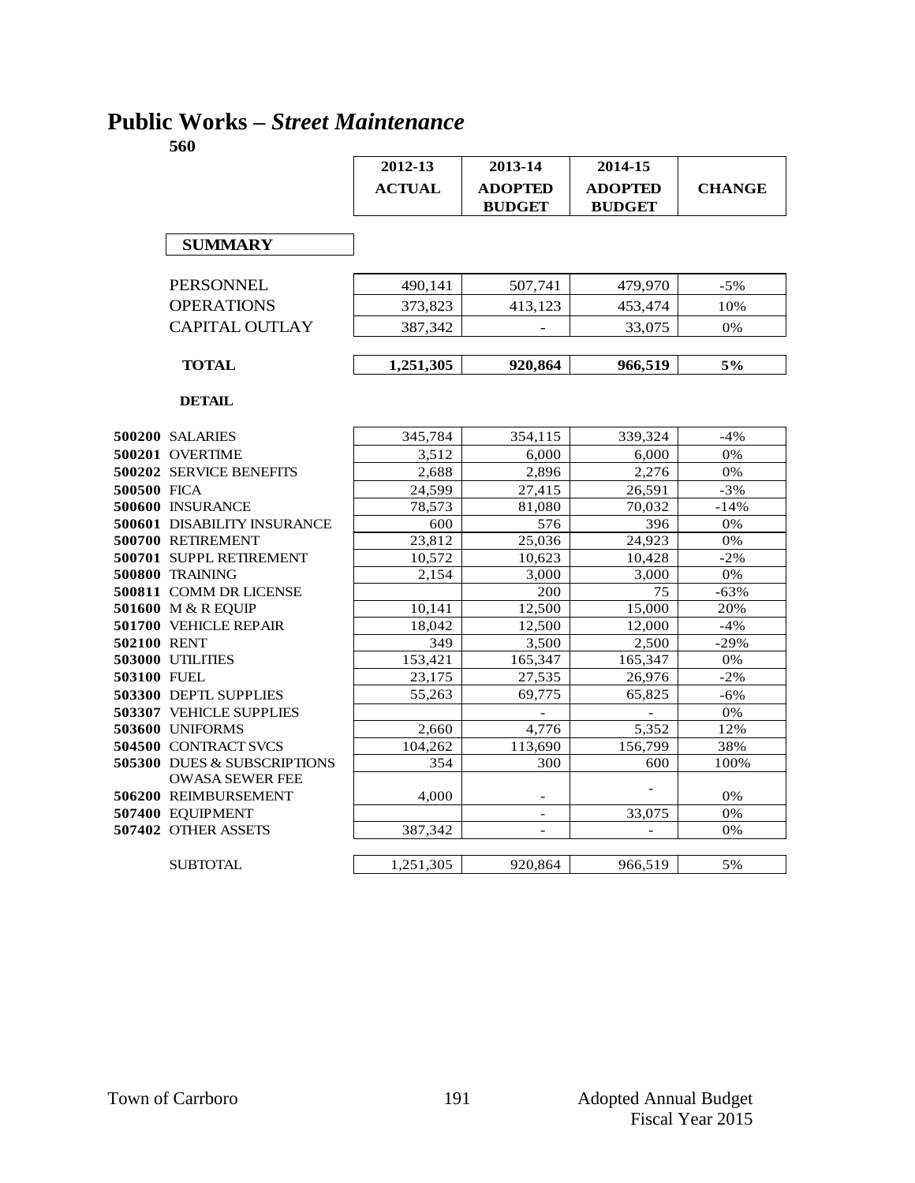# Public Works – *Street Maintenance*

**560**

| | 2012-13 ACTUAL | 2013-14 ADOPTED BUDGET | 2014-15 ADOPTED BUDGET | CHANGE |
|---|---|---|---|---|
| **SUMMARY** | | | | |
| PERSONNEL | 490,141 | 507,741 | 479,970 | -5% |
| OPERATIONS | 373,823 | 413,123 | 453,474 | 10% |
| CAPITAL OUTLAY | 387,342 | - | 33,075 | 0% |
| **TOTAL** | **1,251,305** | **920,864** | **966,519** | **5%** |
| **DETAIL** | | | | |
| **500200** SALARIES | 345,784 | 354,115 | 339,324 | -4% |
| **500201** OVERTIME | 3,512 | 6,000 | 6,000 | 0% |
| **500202** SERVICE BENEFITS | 2,688 | 2,896 | 2,276 | 0% |
| **500500** FICA | 24,599 | 27,415 | 26,591 | -3% |
| **500600** INSURANCE | 78,573 | 81,080 | 70,032 | -14% |
| **500601** DISABILITY INSURANCE | 600 | 576 | 396 | 0% |
| **500700** RETIREMENT | 23,812 | 25,036 | 24,923 | 0% |
| **500701** SUPPL RETIREMENT | 10,572 | 10,623 | 10,428 | -2% |
| **500800** TRAINING | 2,154 | 3,000 | 3,000 | 0% |
| **500811** COMM DR LICENSE | | 200 | 75 | -63% |
| **501600** M & R EQUIP | 10,141 | 12,500 | 15,000 | 20% |
| **501700** VEHICLE REPAIR | 18,042 | 12,500 | 12,000 | -4% |
| **502100** RENT | 349 | 3,500 | 2,500 | -29% |
| **503000** UTILITIES | 153,421 | 165,347 | 165,347 | 0% |
| **503100** FUEL | 23,175 | 27,535 | 26,976 | -2% |
| **503300** DEPTL SUPPLIES | 55,263 | 69,775 | 65,825 | -6% |
| **503307** VEHICLE SUPPLIES | | - | - | 0% |
| **503600** UNIFORMS | 2,660 | 4,776 | 5,352 | 12% |
| **504500** CONTRACT SVCS | 104,262 | 113,690 | 156,799 | 38% |
| **505300** DUES & SUBSCRIPTIONS | 354 | 300 | 600 | 100% |
| **506200** OWASA SEWER FEE REIMBURSEMENT | 4,000 | - | - | 0% |
| **507400** EQUIPMENT | | - | 33,075 | 0% |
| **507402** OTHER ASSETS | 387,342 | - | - | 0% |
| SUBTOTAL | 1,251,305 | 920,864 | 966,519 | 5% |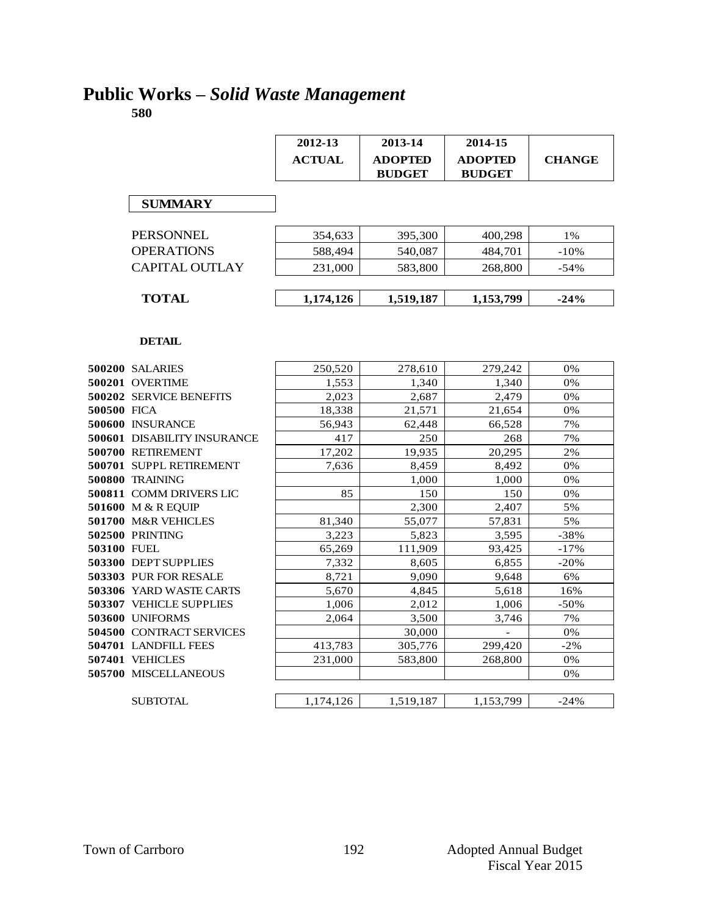# Public Works – *Solid Waste Management*

**580**

| | 2012-13 ACTUAL | 2013-14 ADOPTED BUDGET | 2014-15 ADOPTED BUDGET | CHANGE |
|---|---|---|---|---|
| **SUMMARY** | | | | |
| PERSONNEL | 354,633 | 395,300 | 400,298 | 1% |
| OPERATIONS | 588,494 | 540,087 | 484,701 | -10% |
| CAPITAL OUTLAY | 231,000 | 583,800 | 268,800 | -54% |
| **TOTAL** | **1,174,126** | **1,519,187** | **1,153,799** | **-24%** |

**DETAIL**

| | | 2012-13 ACTUAL | 2013-14 ADOPTED BUDGET | 2014-15 ADOPTED BUDGET | CHANGE |
|---|---|---|---|---|---|
| **500200** | SALARIES | 250,520 | 278,610 | 279,242 | 0% |
| **500201** | OVERTIME | 1,553 | 1,340 | 1,340 | 0% |
| **500202** | SERVICE BENEFITS | 2,023 | 2,687 | 2,479 | 0% |
| **500500** | FICA | 18,338 | 21,571 | 21,654 | 0% |
| **500600** | INSURANCE | 56,943 | 62,448 | 66,528 | 7% |
| **500601** | DISABILITY INSURANCE | 417 | 250 | 268 | 7% |
| **500700** | RETIREMENT | 17,202 | 19,935 | 20,295 | 2% |
| **500701** | SUPPL RETIREMENT | 7,636 | 8,459 | 8,492 | 0% |
| **500800** | TRAINING | | 1,000 | 1,000 | 0% |
| **500811** | COMM DRIVERS LIC | 85 | 150 | 150 | 0% |
| **501600** | M & R EQUIP | | 2,300 | 2,407 | 5% |
| **501700** | M&R VEHICLES | 81,340 | 55,077 | 57,831 | 5% |
| **502500** | PRINTING | 3,223 | 5,823 | 3,595 | -38% |
| **503100** | FUEL | 65,269 | 111,909 | 93,425 | -17% |
| **503300** | DEPT SUPPLIES | 7,332 | 8,605 | 6,855 | -20% |
| **503303** | PUR FOR RESALE | 8,721 | 9,090 | 9,648 | 6% |
| **503306** | YARD WASTE CARTS | 5,670 | 4,845 | 5,618 | 16% |
| **503307** | VEHICLE SUPPLIES | 1,006 | 2,012 | 1,006 | -50% |
| **503600** | UNIFORMS | 2,064 | 3,500 | 3,746 | 7% |
| **504500** | CONTRACT SERVICES | | 30,000 | - | 0% |
| **504701** | LANDFILL FEES | 413,783 | 305,776 | 299,420 | -2% |
| **507401** | VEHICLES | 231,000 | 583,800 | 268,800 | 0% |
| **505700** | MISCELLANEOUS | | | | 0% |
| | SUBTOTAL | 1,174,126 | 1,519,187 | 1,153,799 | -24% |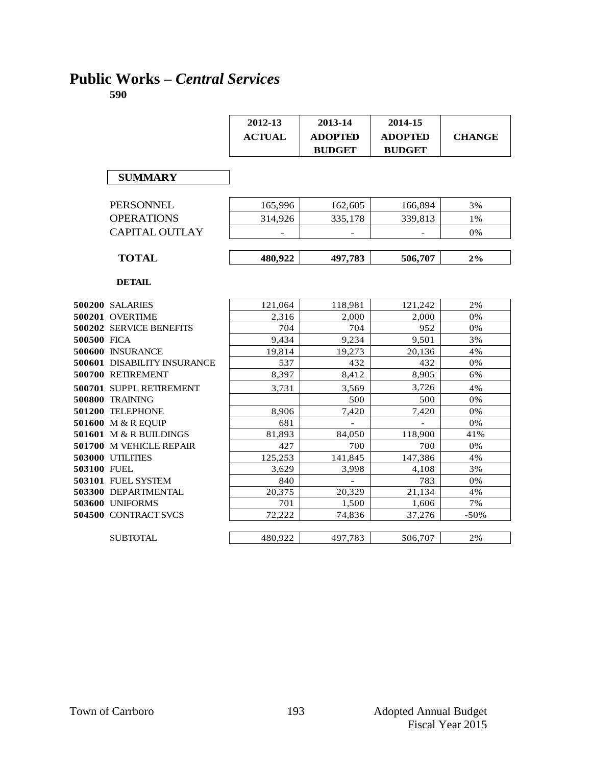# Public Works – *Central Services*

**590**

| | 2012-13 ACTUAL | 2013-14 ADOPTED BUDGET | 2014-15 ADOPTED BUDGET | CHANGE |
|---|---|---|---|---|
| **SUMMARY** | | | | |
| PERSONNEL | 165,996 | 162,605 | 166,894 | 3% |
| OPERATIONS | 314,926 | 335,178 | 339,813 | 1% |
| CAPITAL OUTLAY | - | - | - | 0% |
| **TOTAL** | **480,922** | **497,783** | **506,707** | **2%** |

**DETAIL**

| | 2012-13 ACTUAL | 2013-14 ADOPTED BUDGET | 2014-15 ADOPTED BUDGET | CHANGE |
|---|---|---|---|---|
| **500200** SALARIES | 121,064 | 118,981 | 121,242 | 2% |
| **500201** OVERTIME | 2,316 | 2,000 | 2,000 | 0% |
| **500202** SERVICE BENEFITS | 704 | 704 | 952 | 0% |
| **500500** FICA | 9,434 | 9,234 | 9,501 | 3% |
| **500600** INSURANCE | 19,814 | 19,273 | 20,136 | 4% |
| **500601** DISABILITY INSURANCE | 537 | 432 | 432 | 0% |
| **500700** RETIREMENT | 8,397 | 8,412 | 8,905 | 6% |
| **500701** SUPPL RETIREMENT | 3,731 | 3,569 | 3,726 | 4% |
| **500800** TRAINING | | 500 | 500 | 0% |
| **501200** TELEPHONE | 8,906 | 7,420 | 7,420 | 0% |
| **501600** M & R EQUIP | 681 | - | - | 0% |
| **501601** M & R BUILDINGS | 81,893 | 84,050 | 118,900 | 41% |
| **501700** M VEHICLE REPAIR | 427 | 700 | 700 | 0% |
| **503000** UTILITIES | 125,253 | 141,845 | 147,386 | 4% |
| **503100** FUEL | 3,629 | 3,998 | 4,108 | 3% |
| **503101** FUEL SYSTEM | 840 | - | 783 | 0% |
| **503300** DEPARTMENTAL | 20,375 | 20,329 | 21,134 | 4% |
| **503600** UNIFORMS | 701 | 1,500 | 1,606 | 7% |
| **504500** CONTRACT SVCS | 72,222 | 74,836 | 37,276 | -50% |
| SUBTOTAL | 480,922 | 497,783 | 506,707 | 2% |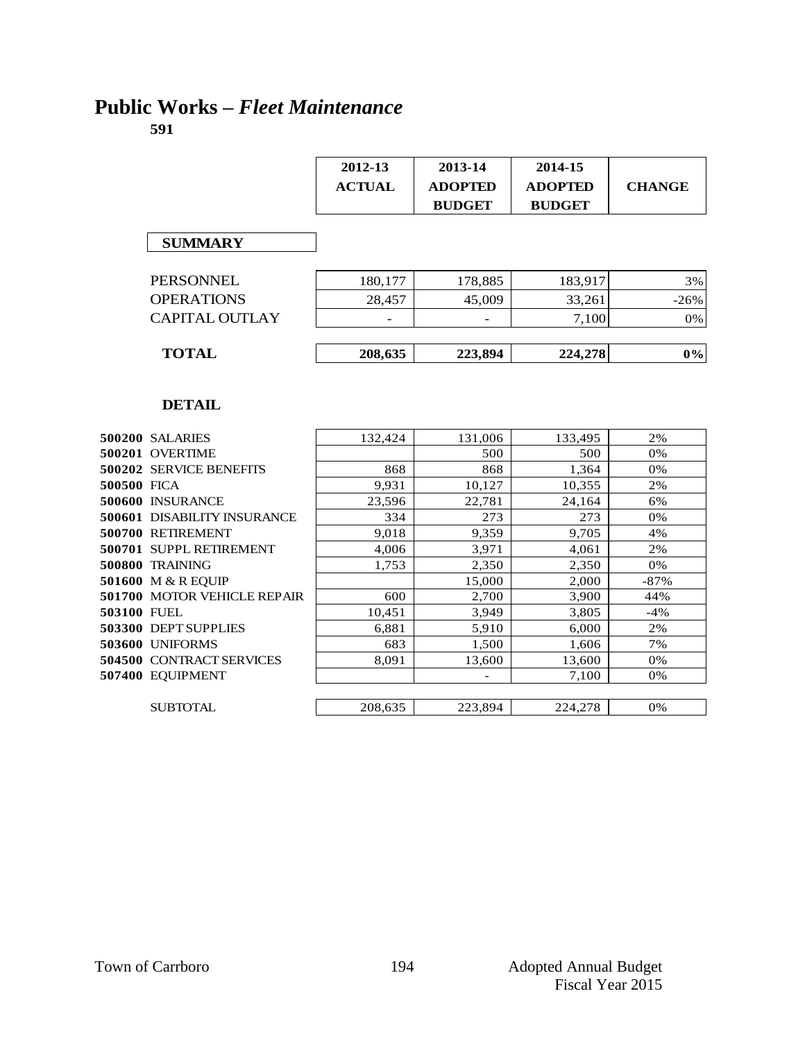# Public Works – *Fleet Maintenance*

**591**

| | 2012-13 ACTUAL | 2013-14 ADOPTED BUDGET | 2014-15 ADOPTED BUDGET | CHANGE |
|---|---|---|---|---|
| **SUMMARY** | | | | |
| PERSONNEL | 180,177 | 178,885 | 183,917 | 3% |
| OPERATIONS | 28,457 | 45,009 | 33,261 | -26% |
| CAPITAL OUTLAY | - | - | 7,100 | 0% |
| **TOTAL** | **208,635** | **223,894** | **224,278** | **0%** |

**DETAIL**

| | 2012-13 ACTUAL | 2013-14 ADOPTED BUDGET | 2014-15 ADOPTED BUDGET | CHANGE |
|---|---|---|---|---|
| **500200** SALARIES | 132,424 | 131,006 | 133,495 | 2% |
| **500201** OVERTIME | | 500 | 500 | 0% |
| **500202** SERVICE BENEFITS | 868 | 868 | 1,364 | 0% |
| **500500** FICA | 9,931 | 10,127 | 10,355 | 2% |
| **500600** INSURANCE | 23,596 | 22,781 | 24,164 | 6% |
| **500601** DISABILITY INSURANCE | 334 | 273 | 273 | 0% |
| **500700** RETIREMENT | 9,018 | 9,359 | 9,705 | 4% |
| **500701** SUPPL RETIREMENT | 4,006 | 3,971 | 4,061 | 2% |
| **500800** TRAINING | 1,753 | 2,350 | 2,350 | 0% |
| **501600** M & R EQUIP | | 15,000 | 2,000 | -87% |
| **501700** MOTOR VEHICLE REPAIR | 600 | 2,700 | 3,900 | 44% |
| **503100** FUEL | 10,451 | 3,949 | 3,805 | -4% |
| **503300** DEPT SUPPLIES | 6,881 | 5,910 | 6,000 | 2% |
| **503600** UNIFORMS | 683 | 1,500 | 1,606 | 7% |
| **504500** CONTRACT SERVICES | 8,091 | 13,600 | 13,600 | 0% |
| **507400** EQUIPMENT | | - | 7,100 | 0% |
| SUBTOTAL | 208,635 | 223,894 | 224,278 | 0% |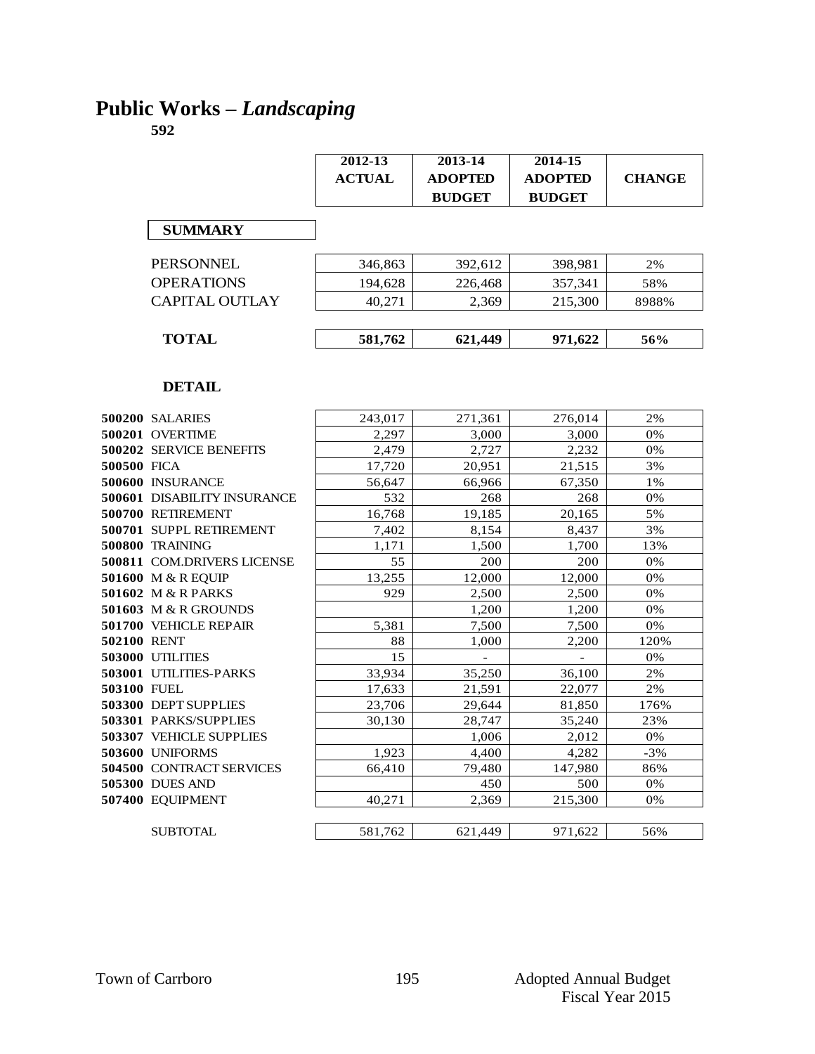# Public Works – *Landscaping*

**592**

| | 2012-13 ACTUAL | 2013-14 ADOPTED BUDGET | 2014-15 ADOPTED BUDGET | CHANGE |
|---|---|---|---|---|
| **SUMMARY** | | | | |
| PERSONNEL | 346,863 | 392,612 | 398,981 | 2% |
| OPERATIONS | 194,628 | 226,468 | 357,341 | 58% |
| CAPITAL OUTLAY | 40,271 | 2,369 | 215,300 | 8988% |
| **TOTAL** | **581,762** | **621,449** | **971,622** | **56%** |

**DETAIL**

| | 2012-13 ACTUAL | 2013-14 ADOPTED BUDGET | 2014-15 ADOPTED BUDGET | CHANGE |
|---|---|---|---|---|
| **500200** SALARIES | 243,017 | 271,361 | 276,014 | 2% |
| **500201** OVERTIME | 2,297 | 3,000 | 3,000 | 0% |
| **500202** SERVICE BENEFITS | 2,479 | 2,727 | 2,232 | 0% |
| **500500** FICA | 17,720 | 20,951 | 21,515 | 3% |
| **500600** INSURANCE | 56,647 | 66,966 | 67,350 | 1% |
| **500601** DISABILITY INSURANCE | 532 | 268 | 268 | 0% |
| **500700** RETIREMENT | 16,768 | 19,185 | 20,165 | 5% |
| **500701** SUPPL RETIREMENT | 7,402 | 8,154 | 8,437 | 3% |
| **500800** TRAINING | 1,171 | 1,500 | 1,700 | 13% |
| **500811** COM.DRIVERS LICENSE | 55 | 200 | 200 | 0% |
| **501600** M & R EQUIP | 13,255 | 12,000 | 12,000 | 0% |
| **501602** M & R PARKS | 929 | 2,500 | 2,500 | 0% |
| **501603** M & R GROUNDS | | 1,200 | 1,200 | 0% |
| **501700** VEHICLE REPAIR | 5,381 | 7,500 | 7,500 | 0% |
| **502100** RENT | 88 | 1,000 | 2,200 | 120% |
| **503000** UTILITIES | 15 | - | - | 0% |
| **503001** UTILITIES-PARKS | 33,934 | 35,250 | 36,100 | 2% |
| **503100** FUEL | 17,633 | 21,591 | 22,077 | 2% |
| **503300** DEPT SUPPLIES | 23,706 | 29,644 | 81,850 | 176% |
| **503301** PARKS/SUPPLIES | 30,130 | 28,747 | 35,240 | 23% |
| **503307** VEHICLE SUPPLIES | | 1,006 | 2,012 | 0% |
| **503600** UNIFORMS | 1,923 | 4,400 | 4,282 | -3% |
| **504500** CONTRACT SERVICES | 66,410 | 79,480 | 147,980 | 86% |
| **505300** DUES AND | | 450 | 500 | 0% |
| **507400** EQUIPMENT | 40,271 | 2,369 | 215,300 | 0% |
| SUBTOTAL | 581,762 | 621,449 | 971,622 | 56% |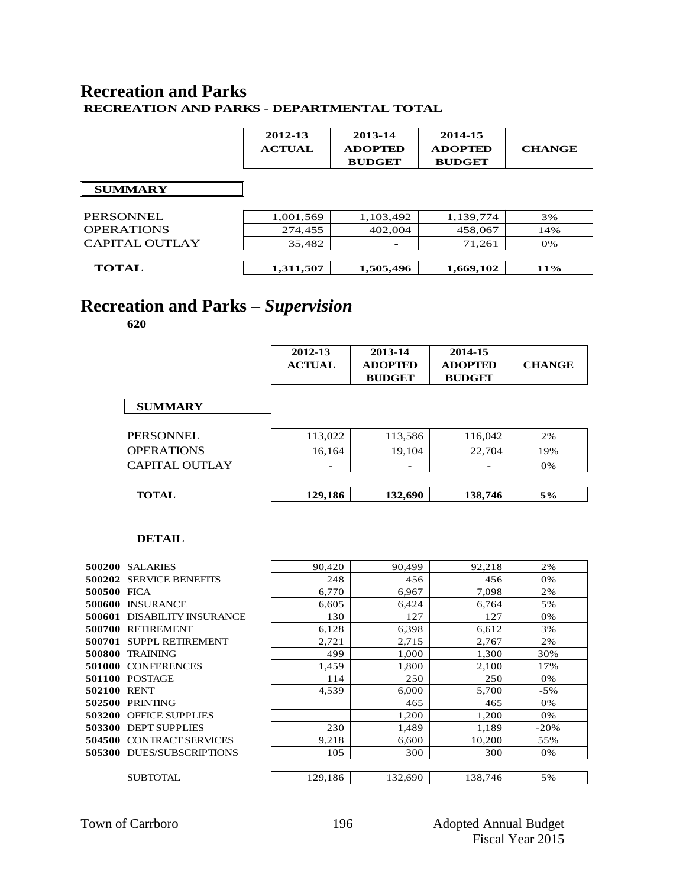# Recreation and Parks

**RECREATION AND PARKS - DEPARTMENTAL TOTAL**

| | 2012-13 ACTUAL | 2013-14 ADOPTED BUDGET | 2014-15 ADOPTED BUDGET | CHANGE |
|---|---|---|---|---|
| **SUMMARY** | | | | |
| PERSONNEL | 1,001,569 | 1,103,492 | 1,139,774 | 3% |
| OPERATIONS | 274,455 | 402,004 | 458,067 | 14% |
| CAPITAL OUTLAY | 35,482 | - | 71,261 | 0% |
| **TOTAL** | **1,311,507** | **1,505,496** | **1,669,102** | **11%** |

# Recreation and Parks – *Supervision*

**620**

| | 2012-13 ACTUAL | 2013-14 ADOPTED BUDGET | 2014-15 ADOPTED BUDGET | CHANGE |
|---|---|---|---|---|
| **SUMMARY** | | | | |
| PERSONNEL | 113,022 | 113,586 | 116,042 | 2% |
| OPERATIONS | 16,164 | 19,104 | 22,704 | 19% |
| CAPITAL OUTLAY | - | - | - | 0% |
| **TOTAL** | **129,186** | **132,690** | **138,746** | **5%** |

**DETAIL**

| | 2012-13 ACTUAL | 2013-14 ADOPTED BUDGET | 2014-15 ADOPTED BUDGET | CHANGE |
|---|---|---|---|---|
| **500200** SALARIES | 90,420 | 90,499 | 92,218 | 2% |
| **500202** SERVICE BENEFITS | 248 | 456 | 456 | 0% |
| **500500** FICA | 6,770 | 6,967 | 7,098 | 2% |
| **500600** INSURANCE | 6,605 | 6,424 | 6,764 | 5% |
| **500601** DISABILITY INSURANCE | 130 | 127 | 127 | 0% |
| **500700** RETIREMENT | 6,128 | 6,398 | 6,612 | 3% |
| **500701** SUPPL RETIREMENT | 2,721 | 2,715 | 2,767 | 2% |
| **500800** TRAINING | 499 | 1,000 | 1,300 | 30% |
| **501000** CONFERENCES | 1,459 | 1,800 | 2,100 | 17% |
| **501100** POSTAGE | 114 | 250 | 250 | 0% |
| **502100** RENT | 4,539 | 6,000 | 5,700 | -5% |
| **502500** PRINTING | | 465 | 465 | 0% |
| **503200** OFFICE SUPPLIES | | 1,200 | 1,200 | 0% |
| **503300** DEPT SUPPLIES | 230 | 1,489 | 1,189 | -20% |
| **504500** CONTRACT SERVICES | 9,218 | 6,600 | 10,200 | 55% |
| **505300** DUES/SUBSCRIPTIONS | 105 | 300 | 300 | 0% |
| SUBTOTAL | 129,186 | 132,690 | 138,746 | 5% |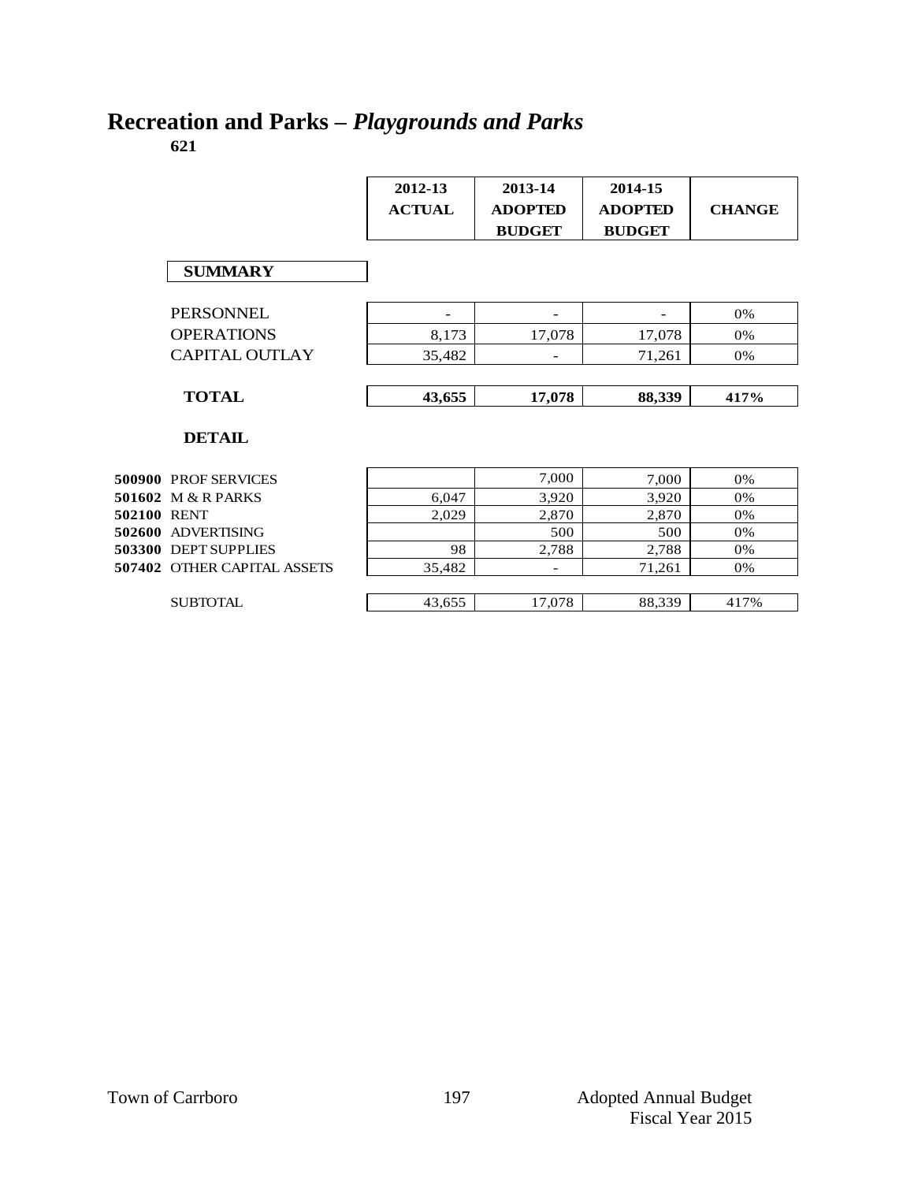# Recreation and Parks – *Playgrounds and Parks*

**621**

| | 2012-13 ACTUAL | 2013-14 ADOPTED BUDGET | 2014-15 ADOPTED BUDGET | CHANGE |
|---|---|---|---|---|
| **SUMMARY** | | | | |
| PERSONNEL | - | - | - | 0% |
| OPERATIONS | 8,173 | 17,078 | 17,078 | 0% |
| CAPITAL OUTLAY | 35,482 | - | 71,261 | 0% |
| **TOTAL** | **43,655** | **17,078** | **88,339** | **417%** |

**DETAIL**

| | | 2012-13 ACTUAL | 2013-14 ADOPTED BUDGET | 2014-15 ADOPTED BUDGET | CHANGE |
|---|---|---|---|---|---|
| **500900** | PROF SERVICES | | 7,000 | 7,000 | 0% |
| **501602** | M & R PARKS | 6,047 | 3,920 | 3,920 | 0% |
| **502100** | RENT | 2,029 | 2,870 | 2,870 | 0% |
| **502600** | ADVERTISING | | 500 | 500 | 0% |
| **503300** | DEPT SUPPLIES | 98 | 2,788 | 2,788 | 0% |
| **507402** | OTHER CAPITAL ASSETS | 35,482 | - | 71,261 | 0% |
| | SUBTOTAL | 43,655 | 17,078 | 88,339 | 417% |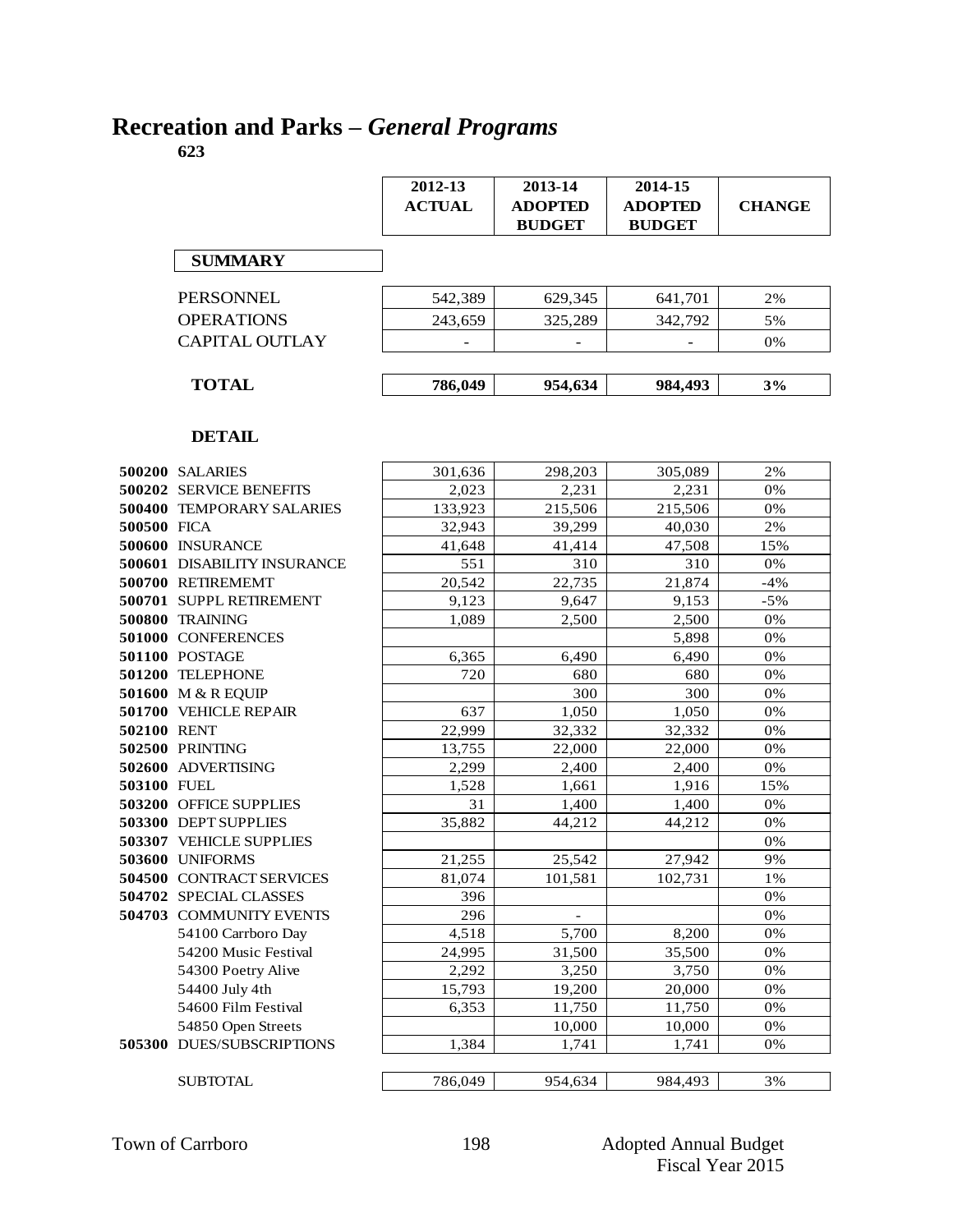# Recreation and Parks – *General Programs*

**623**

| | 2012-13 ACTUAL | 2013-14 ADOPTED BUDGET | 2014-15 ADOPTED BUDGET | CHANGE |
|---|---|---|---|---|
| **SUMMARY** | | | | |
| PERSONNEL | 542,389 | 629,345 | 641,701 | 2% |
| OPERATIONS | 243,659 | 325,289 | 342,792 | 5% |
| CAPITAL OUTLAY | - | - | - | 0% |
| **TOTAL** | **786,049** | **954,634** | **984,493** | **3%** |

**DETAIL**

| | | 2012-13 ACTUAL | 2013-14 ADOPTED BUDGET | 2014-15 ADOPTED BUDGET | CHANGE |
|---|---|---|---|---|---|
| **500200** | SALARIES | 301,636 | 298,203 | 305,089 | 2% |
| **500202** | SERVICE BENEFITS | 2,023 | 2,231 | 2,231 | 0% |
| **500400** | TEMPORARY SALARIES | 133,923 | 215,506 | 215,506 | 0% |
| **500500** | FICA | 32,943 | 39,299 | 40,030 | 2% |
| **500600** | INSURANCE | 41,648 | 41,414 | 47,508 | 15% |
| **500601** | DISABILITY INSURANCE | 551 | 310 | 310 | 0% |
| **500700** | RETIREMEMT | 20,542 | 22,735 | 21,874 | -4% |
| **500701** | SUPPL RETIREMENT | 9,123 | 9,647 | 9,153 | -5% |
| **500800** | TRAINING | 1,089 | 2,500 | 2,500 | 0% |
| **501000** | CONFERENCES | | | 5,898 | 0% |
| **501100** | POSTAGE | 6,365 | 6,490 | 6,490 | 0% |
| **501200** | TELEPHONE | 720 | 680 | 680 | 0% |
| **501600** | M & R EQUIP | | 300 | 300 | 0% |
| **501700** | VEHICLE REPAIR | 637 | 1,050 | 1,050 | 0% |
| **502100** | RENT | 22,999 | 32,332 | 32,332 | 0% |
| **502500** | PRINTING | 13,755 | 22,000 | 22,000 | 0% |
| **502600** | ADVERTISING | 2,299 | 2,400 | 2,400 | 0% |
| **503100** | FUEL | 1,528 | 1,661 | 1,916 | 15% |
| **503200** | OFFICE SUPPLIES | 31 | 1,400 | 1,400 | 0% |
| **503300** | DEPT SUPPLIES | 35,882 | 44,212 | 44,212 | 0% |
| **503307** | VEHICLE SUPPLIES | | | | 0% |
| **503600** | UNIFORMS | 21,255 | 25,542 | 27,942 | 9% |
| **504500** | CONTRACT SERVICES | 81,074 | 101,581 | 102,731 | 1% |
| **504702** | SPECIAL CLASSES | 396 | | | 0% |
| **504703** | COMMUNITY EVENTS | 296 | - | | 0% |
| | 54100 Carrboro Day | 4,518 | 5,700 | 8,200 | 0% |
| | 54200 Music Festival | 24,995 | 31,500 | 35,500 | 0% |
| | 54300 Poetry Alive | 2,292 | 3,250 | 3,750 | 0% |
| | 54400 July 4th | 15,793 | 19,200 | 20,000 | 0% |
| | 54600 Film Festival | 6,353 | 11,750 | 11,750 | 0% |
| | 54850 Open Streets | | 10,000 | 10,000 | 0% |
| **505300** | DUES/SUBSCRIPTIONS | 1,384 | 1,741 | 1,741 | 0% |
| | SUBTOTAL | 786,049 | 954,634 | 984,493 | 3% |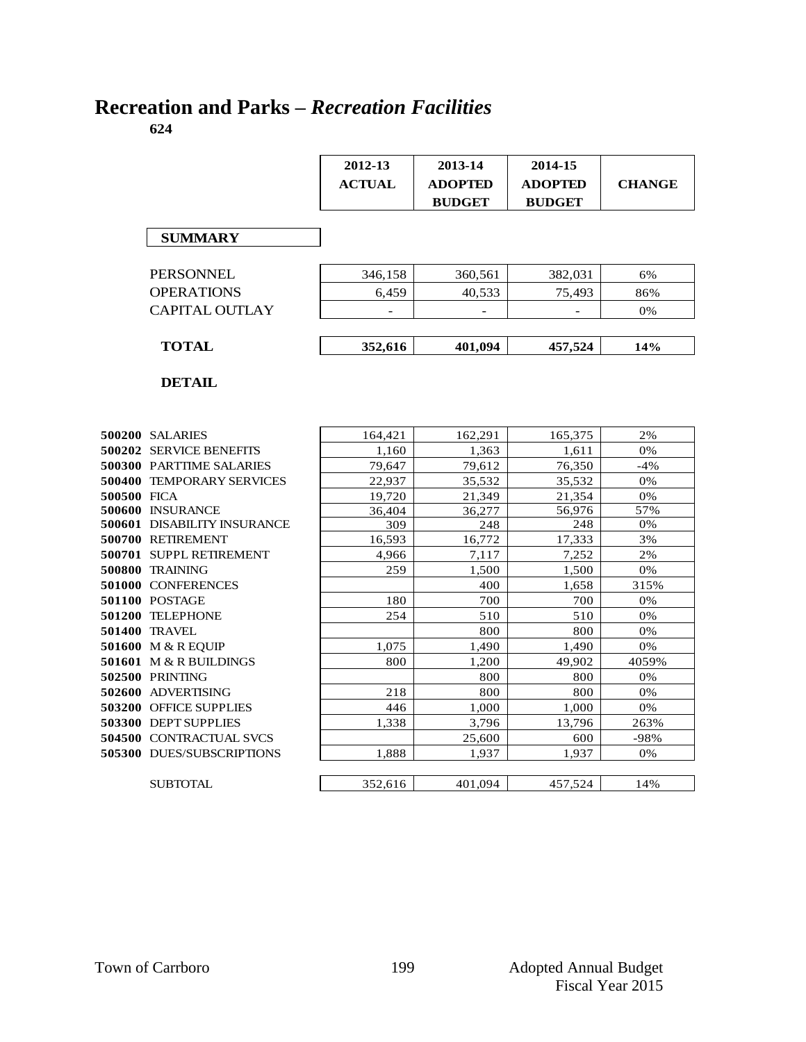# Recreation and Parks – *Recreation Facilities*

**624**

| | 2012-13 ACTUAL | 2013-14 ADOPTED BUDGET | 2014-15 ADOPTED BUDGET | CHANGE |
|---|---|---|---|---|
| **SUMMARY** | | | | |
| PERSONNEL | 346,158 | 360,561 | 382,031 | 6% |
| OPERATIONS | 6,459 | 40,533 | 75,493 | 86% |
| CAPITAL OUTLAY | - | - | - | 0% |
| **TOTAL** | **352,616** | **401,094** | **457,524** | **14%** |

**DETAIL**

| | | 2012-13 ACTUAL | 2013-14 ADOPTED BUDGET | 2014-15 ADOPTED BUDGET | CHANGE |
|---|---|---|---|---|---|
| **500200** | SALARIES | 164,421 | 162,291 | 165,375 | 2% |
| **500202** | SERVICE BENEFITS | 1,160 | 1,363 | 1,611 | 0% |
| **500300** | PARTTIME SALARIES | 79,647 | 79,612 | 76,350 | -4% |
| **500400** | TEMPORARY SERVICES | 22,937 | 35,532 | 35,532 | 0% |
| **500500** | FICA | 19,720 | 21,349 | 21,354 | 0% |
| **500600** | INSURANCE | 36,404 | 36,277 | 56,976 | 57% |
| **500601** | DISABILITY INSURANCE | 309 | 248 | 248 | 0% |
| **500700** | RETIREMENT | 16,593 | 16,772 | 17,333 | 3% |
| **500701** | SUPPL RETIREMENT | 4,966 | 7,117 | 7,252 | 2% |
| **500800** | TRAINING | 259 | 1,500 | 1,500 | 0% |
| **501000** | CONFERENCES | | 400 | 1,658 | 315% |
| **501100** | POSTAGE | 180 | 700 | 700 | 0% |
| **501200** | TELEPHONE | 254 | 510 | 510 | 0% |
| **501400** | TRAVEL | | 800 | 800 | 0% |
| **501600** | M & R EQUIP | 1,075 | 1,490 | 1,490 | 0% |
| **501601** | M & R BUILDINGS | 800 | 1,200 | 49,902 | 4059% |
| **502500** | PRINTING | | 800 | 800 | 0% |
| **502600** | ADVERTISING | 218 | 800 | 800 | 0% |
| **503200** | OFFICE SUPPLIES | 446 | 1,000 | 1,000 | 0% |
| **503300** | DEPT SUPPLIES | 1,338 | 3,796 | 13,796 | 263% |
| **504500** | CONTRACTUAL SVCS | | 25,600 | 600 | -98% |
| **505300** | DUES/SUBSCRIPTIONS | 1,888 | 1,937 | 1,937 | 0% |
| | SUBTOTAL | 352,616 | 401,094 | 457,524 | 14% |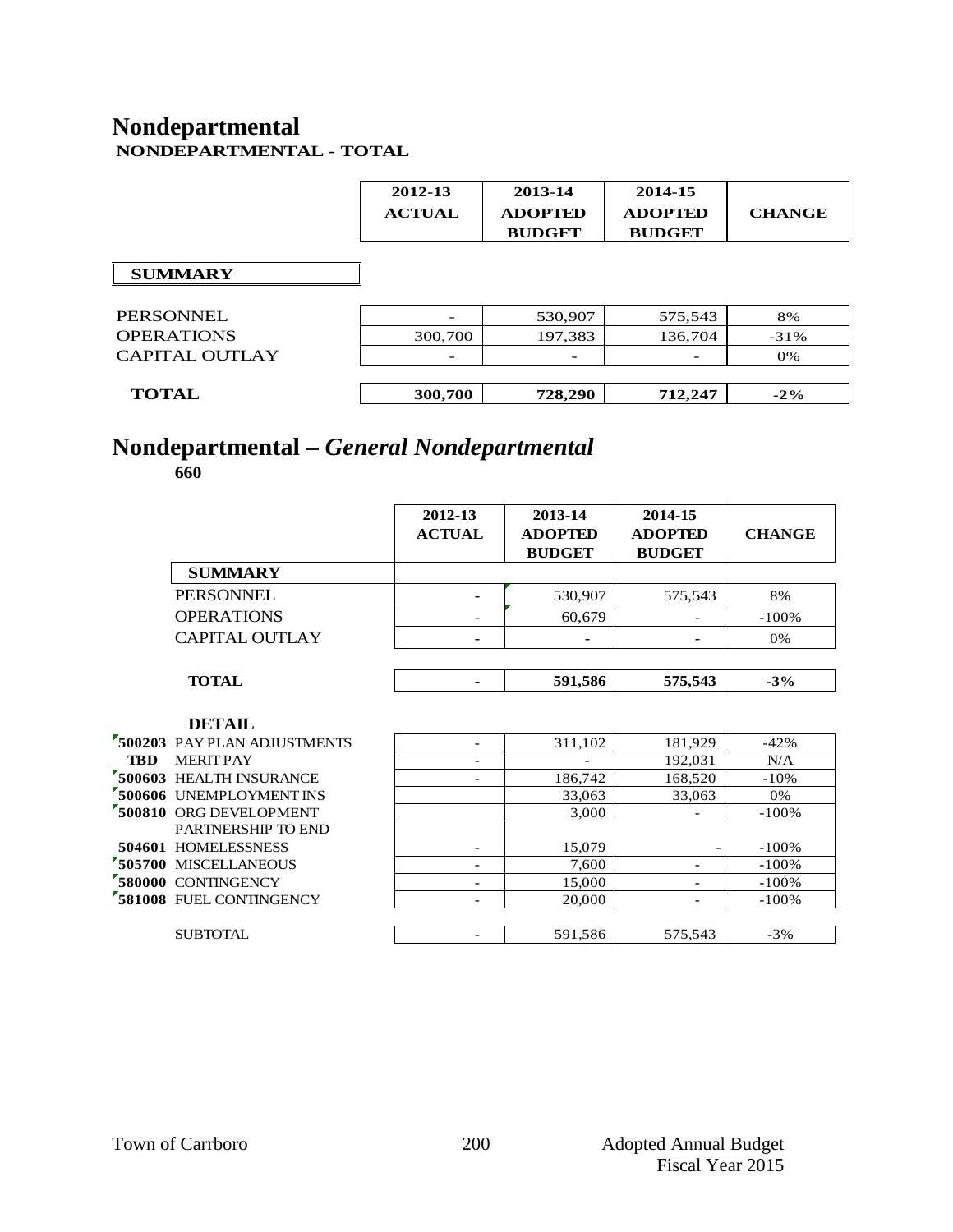# Nondepartmental

**NONDEPARTMENTAL - TOTAL**

| | 2012-13 ACTUAL | 2013-14 ADOPTED BUDGET | 2014-15 ADOPTED BUDGET | CHANGE |
|---|---|---|---|---|
| **SUMMARY** | | | | |
| PERSONNEL | - | 530,907 | 575,543 | 8% |
| OPERATIONS | 300,700 | 197,383 | 136,704 | -31% |
| CAPITAL OUTLAY | - | - | - | 0% |
| **TOTAL** | **300,700** | **728,290** | **712,247** | **-2%** |

# Nondepartmental – *General Nondepartmental*

**660**

| | 2012-13 ACTUAL | 2013-14 ADOPTED BUDGET | 2014-15 ADOPTED BUDGET | CHANGE |
|---|---|---|---|---|
| **SUMMARY** | | | | |
| PERSONNEL | - | 530,907 | 575,543 | 8% |
| OPERATIONS | - | 60,679 | - | -100% |
| CAPITAL OUTLAY | - | - | - | 0% |
| **TOTAL** | **-** | **591,586** | **575,543** | **-3%** |

**DETAIL**

| | | 2012-13 ACTUAL | 2013-14 ADOPTED BUDGET | 2014-15 ADOPTED BUDGET | CHANGE |
|---|---|---|---|---|---|
| **500203** | PAY PLAN ADJUSTMENTS | - | 311,102 | 181,929 | -42% |
| **TBD** | MERIT PAY | - | - | 192,031 | N/A |
| **500603** | HEALTH INSURANCE | - | 186,742 | 168,520 | -10% |
| **500606** | UNEMPLOYMENT INS | | 33,063 | 33,063 | 0% |
| **500810** | ORG DEVELOPMENT | | 3,000 | - | -100% |
| **504601** | PARTNERSHIP TO END HOMELESSNESS | - | 15,079 | - | -100% |
| **505700** | MISCELLANEOUS | - | 7,600 | - | -100% |
| **580000** | CONTINGENCY | - | 15,000 | - | -100% |
| **581008** | FUEL CONTINGENCY | - | 20,000 | - | -100% |
| | SUBTOTAL | - | 591,586 | 575,543 | -3% |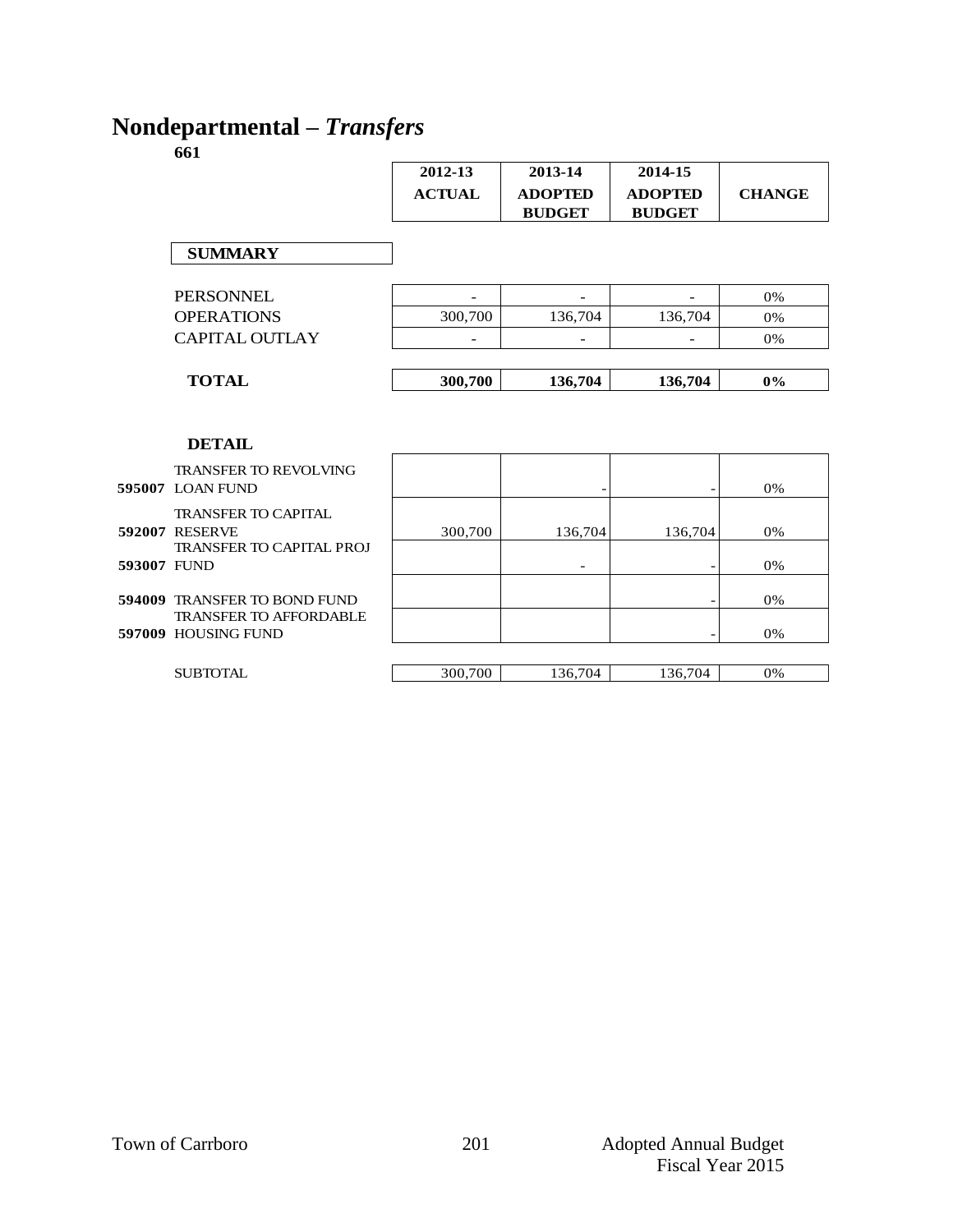# Nondepartmental – *Transfers*

**661**

| | 2012-13 ACTUAL | 2013-14 ADOPTED BUDGET | 2014-15 ADOPTED BUDGET | CHANGE |
|---|---|---|---|---|
| **SUMMARY** | | | | |
| PERSONNEL | - | - | - | 0% |
| OPERATIONS | 300,700 | 136,704 | 136,704 | 0% |
| CAPITAL OUTLAY | - | - | - | 0% |
| **TOTAL** | **300,700** | **136,704** | **136,704** | **0%** |

| | | 2012-13 ACTUAL | 2013-14 ADOPTED BUDGET | 2014-15 ADOPTED BUDGET | CHANGE |
|---|---|---|---|---|---|
| | **DETAIL** | | | | |
| **595007** | TRANSFER TO REVOLVING LOAN FUND | | - | - | 0% |
| **592007** | TRANSFER TO CAPITAL RESERVE | 300,700 | 136,704 | 136,704 | 0% |
| **593007** | TRANSFER TO CAPITAL PROJ FUND | | - | - | 0% |
| **594009** | TRANSFER TO BOND FUND | | | - | 0% |
| **597009** | TRANSFER TO AFFORDABLE HOUSING FUND | | | - | 0% |
| | SUBTOTAL | 300,700 | 136,704 | 136,704 | 0% |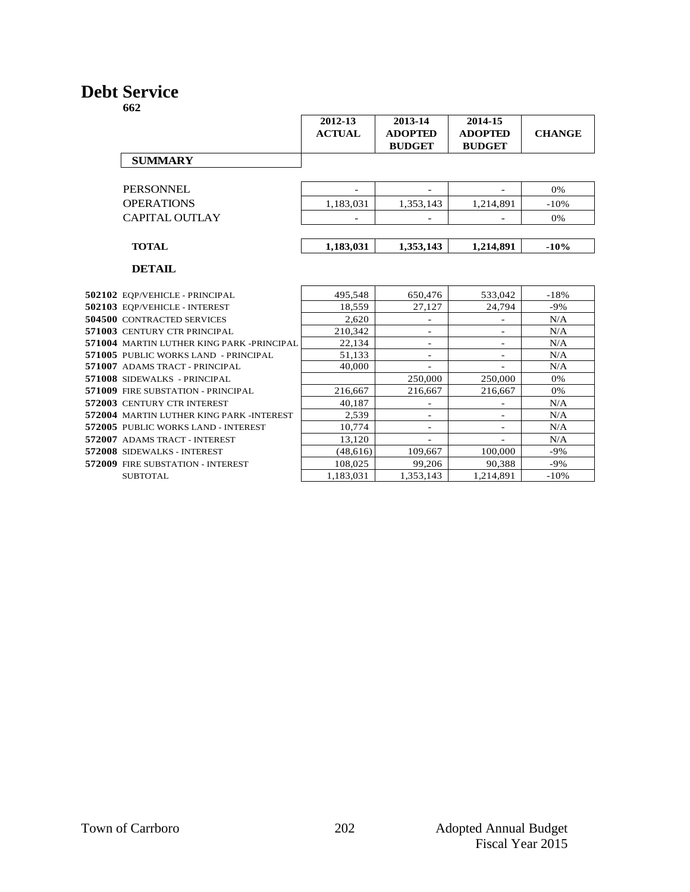# Debt Service

**662**

| | 2012-13 ACTUAL | 2013-14 ADOPTED BUDGET | 2014-15 ADOPTED BUDGET | CHANGE |
|---|---|---|---|---|
| **SUMMARY** | | | | |
| PERSONNEL | - | - | - | 0% |
| OPERATIONS | 1,183,031 | 1,353,143 | 1,214,891 | -10% |
| CAPITAL OUTLAY | - | - | - | 0% |
| **TOTAL** | **1,183,031** | **1,353,143** | **1,214,891** | **-10%** |
| **DETAIL** | | | | |
| **502102** EQP/VEHICLE - PRINCIPAL | 495,548 | 650,476 | 533,042 | -18% |
| **502103** EQP/VEHICLE - INTEREST | 18,559 | 27,127 | 24,794 | -9% |
| **504500** CONTRACTED SERVICES | 2,620 | - | - | N/A |
| **571003** CENTURY CTR PRINCIPAL | 210,342 | - | - | N/A |
| **571004** MARTIN LUTHER KING PARK -PRINCIPAL | 22,134 | - | - | N/A |
| **571005** PUBLIC WORKS LAND - PRINCIPAL | 51,133 | - | - | N/A |
| **571007** ADAMS TRACT - PRINCIPAL | 40,000 | - | - | N/A |
| **571008** SIDEWALKS - PRINCIPAL | | 250,000 | 250,000 | 0% |
| **571009** FIRE SUBSTATION - PRINCIPAL | 216,667 | 216,667 | 216,667 | 0% |
| **572003** CENTURY CTR INTEREST | 40,187 | - | - | N/A |
| **572004** MARTIN LUTHER KING PARK -INTEREST | 2,539 | - | - | N/A |
| **572005** PUBLIC WORKS LAND - INTEREST | 10,774 | - | - | N/A |
| **572007** ADAMS TRACT - INTEREST | 13,120 | - | - | N/A |
| **572008** SIDEWALKS - INTEREST | (48,616) | 109,667 | 100,000 | -9% |
| **572009** FIRE SUBSTATION - INTEREST | 108,025 | 99,206 | 90,388 | -9% |
| SUBTOTAL | 1,183,031 | 1,353,143 | 1,214,891 | -10% |